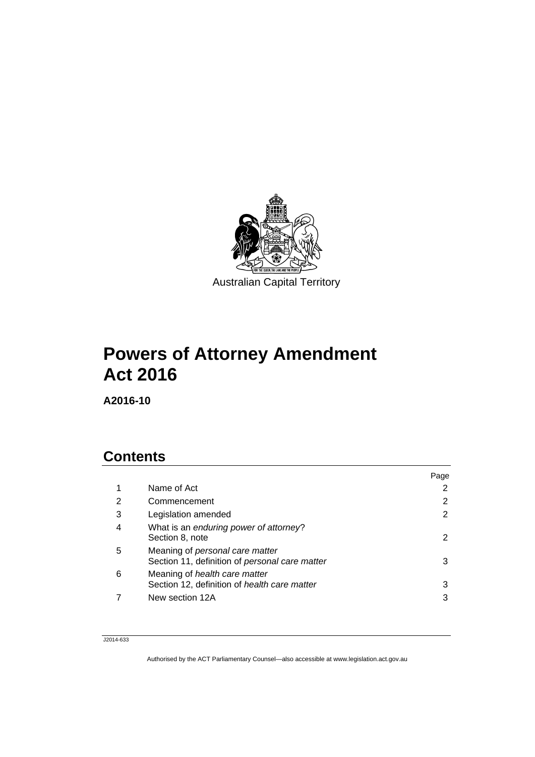Australian Capital Territory

# Powers of Attorney Amendment Act 2016

**A2016-10**

## Contents

| | | Page |
|---|---|---|
| 1 | Name of Act | 2 |
| 2 | Commencement | 2 |
| 3 | Legislation amended | 2 |
| 4 | What is an *enduring power of attorney*? Section 8, note | 2 |
| 5 | Meaning of *personal care matter* Section 11, definition of *personal care matter* | 3 |
| 6 | Meaning of *health care matter* Section 12, definition of *health care matter* | 3 |
| 7 | New section 12A | 3 |

J2014-633

Authorised by the ACT Parliamentary Counsel—also accessible at www.legislation.act.gov.au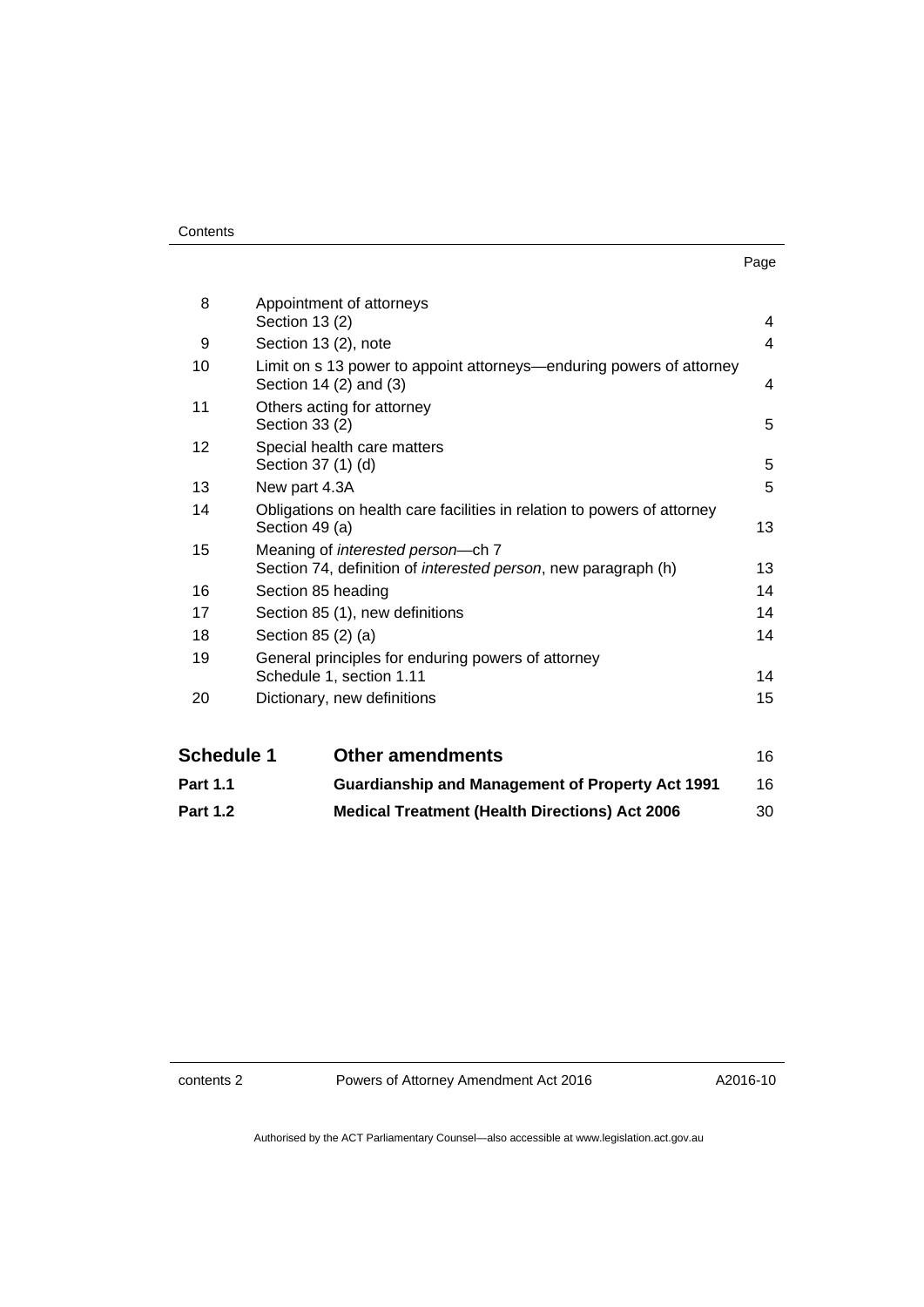| | | Page |
|---|---|---|
| 8 | Appointment of attorneys<br>Section 13 (2) | 4 |
| 9 | Section 13 (2), note | 4 |
| 10 | Limit on s 13 power to appoint attorneys—enduring powers of attorney<br>Section 14 (2) and (3) | 4 |
| 11 | Others acting for attorney<br>Section 33 (2) | 5 |
| 12 | Special health care matters<br>Section 37 (1) (d) | 5 |
| 13 | New part 4.3A | 5 |
| 14 | Obligations on health care facilities in relation to powers of attorney<br>Section 49 (a) | 13 |
| 15 | Meaning of *interested person*—ch 7<br>Section 74, definition of *interested person*, new paragraph (h) | 13 |
| 16 | Section 85 heading | 14 |
| 17 | Section 85 (1), new definitions | 14 |
| 18 | Section 85 (2) (a) | 14 |
| 19 | General principles for enduring powers of attorney<br>Schedule 1, section 1.11 | 14 |
| 20 | Dictionary, new definitions | 15 |

| | | |
|---|---|---|
| **Schedule 1** | **Other amendments** | 16 |
| **Part 1.1** | **Guardianship and Management of Property Act 1991** | 16 |
| **Part 1.2** | **Medical Treatment (Health Directions) Act 2006** | 30 |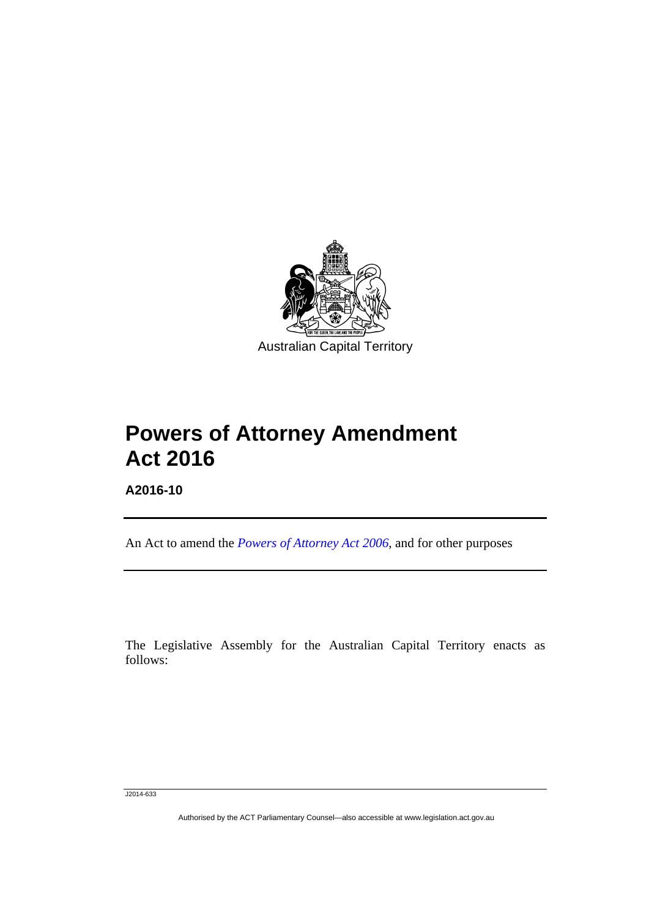Australian Capital Territory

# Powers of Attorney Amendment Act 2016

**A2016-10**

An Act to amend the *Powers of Attorney Act 2006*, and for other purposes

The Legislative Assembly for the Australian Capital Territory enacts as follows:

J2014-633

Authorised by the ACT Parliamentary Counsel—also accessible at www.legislation.act.gov.au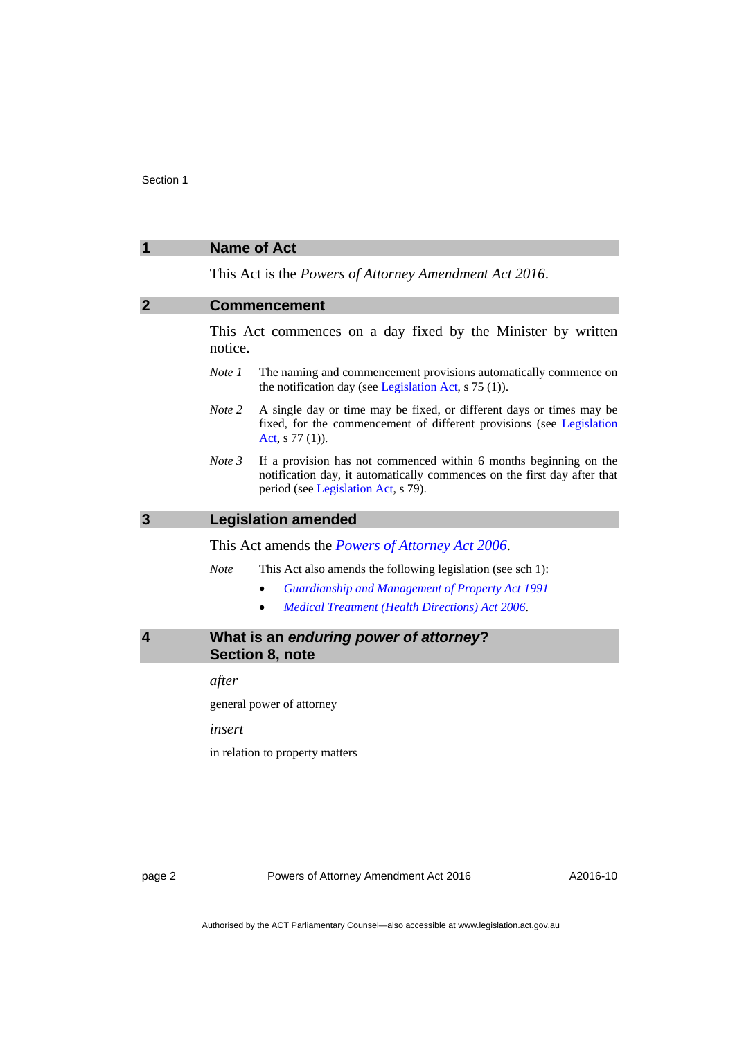## 1 Name of Act

This Act is the *Powers of Attorney Amendment Act 2016*.

## 2 Commencement

This Act commences on a day fixed by the Minister by written notice.

*Note 1* The naming and commencement provisions automatically commence on the notification day (see Legislation Act, s 75 (1)).

*Note 2* A single day or time may be fixed, or different days or times may be fixed, for the commencement of different provisions (see Legislation Act, s 77 (1)).

*Note 3* If a provision has not commenced within 6 months beginning on the notification day, it automatically commences on the first day after that period (see Legislation Act, s 79).

## 3 Legislation amended

This Act amends the *Powers of Attorney Act 2006*.

*Note* This Act also amends the following legislation (see sch 1):

- *Guardianship and Management of Property Act 1991*
- *Medical Treatment (Health Directions) Act 2006*.

## 4 What is an *enduring power of attorney*? Section 8, note

*after*

general power of attorney

*insert*

in relation to property matters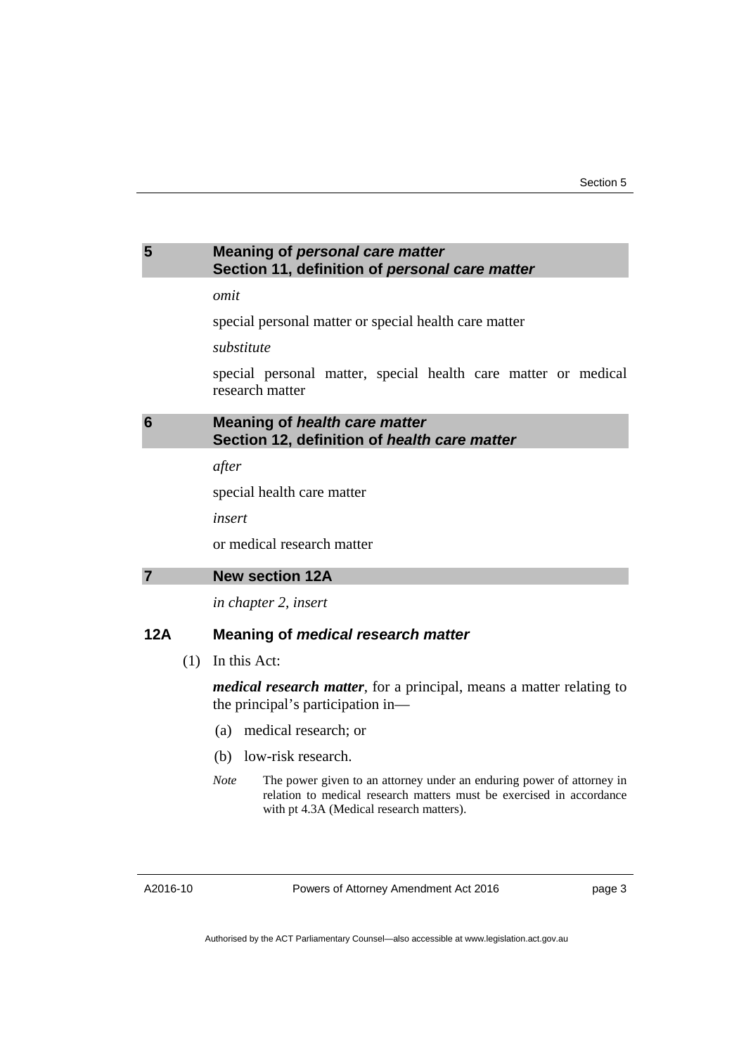## 5 Meaning of *personal care matter* Section 11, definition of *personal care matter*

*omit*

special personal matter or special health care matter

*substitute*

special personal matter, special health care matter or medical research matter

## 6 Meaning of *health care matter* Section 12, definition of *health care matter*

*after*

special health care matter

*insert*

or medical research matter

## 7 New section 12A

*in chapter 2, insert*

### 12A Meaning of *medical research matter*

(1) In this Act:

***medical research matter***, for a principal, means a matter relating to the principal's participation in—

(a) medical research; or

(b) low-risk research.

*Note* The power given to an attorney under an enduring power of attorney in relation to medical research matters must be exercised in accordance with pt 4.3A (Medical research matters).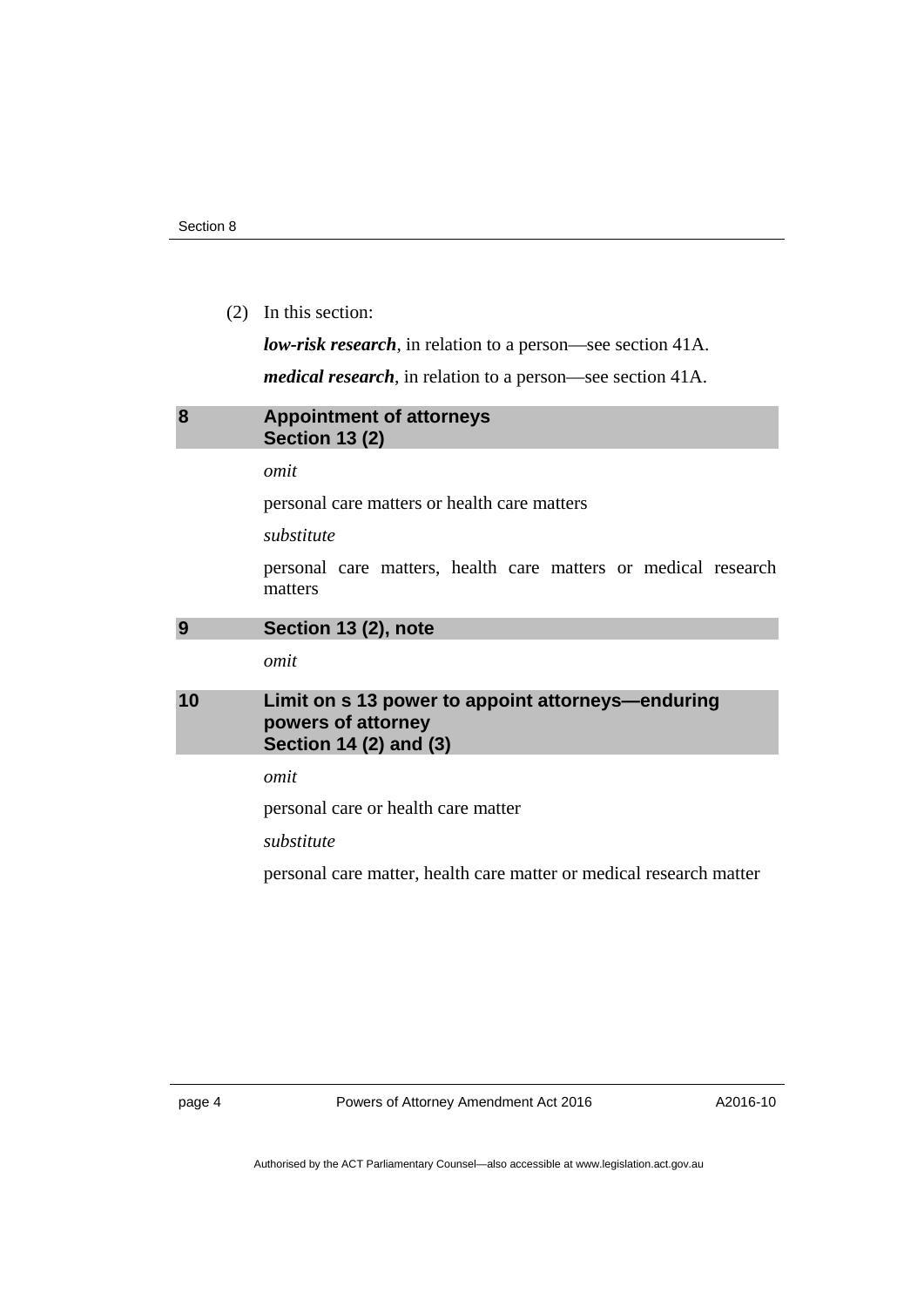(2) In this section:

***low-risk research***, in relation to a person—see section 41A.

***medical research***, in relation to a person—see section 41A.

## 8 Appointment of attorneys Section 13 (2)

*omit*

personal care matters or health care matters

*substitute*

personal care matters, health care matters or medical research matters

## 9 Section 13 (2), note

*omit*

## 10 Limit on s 13 power to appoint attorneys—enduring powers of attorney Section 14 (2) and (3)

*omit*

personal care or health care matter

*substitute*

personal care matter, health care matter or medical research matter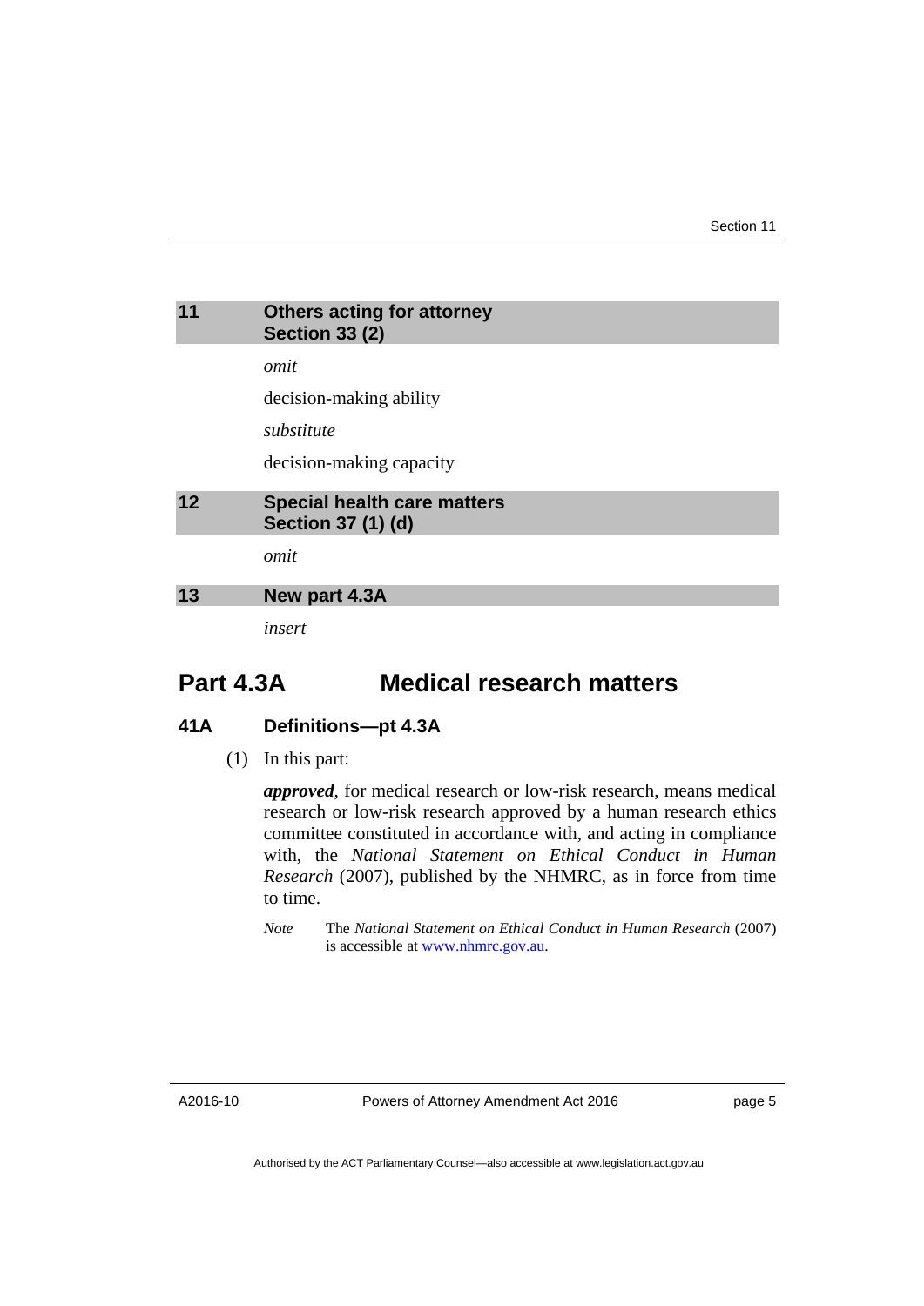## 11 Others acting for attorney Section 33 (2)

*omit*

decision-making ability

*substitute*

decision-making capacity

## 12 Special health care matters Section 37 (1) (d)

*omit*

## 13 New part 4.3A

*insert*

# Part 4.3A Medical research matters

### 41A Definitions—pt 4.3A

(1) In this part:

***approved***, for medical research or low-risk research, means medical research or low-risk research approved by a human research ethics committee constituted in accordance with, and acting in compliance with, the *National Statement on Ethical Conduct in Human Research* (2007), published by the NHMRC, as in force from time to time.

*Note* The *National Statement on Ethical Conduct in Human Research* (2007) is accessible at www.nhmrc.gov.au.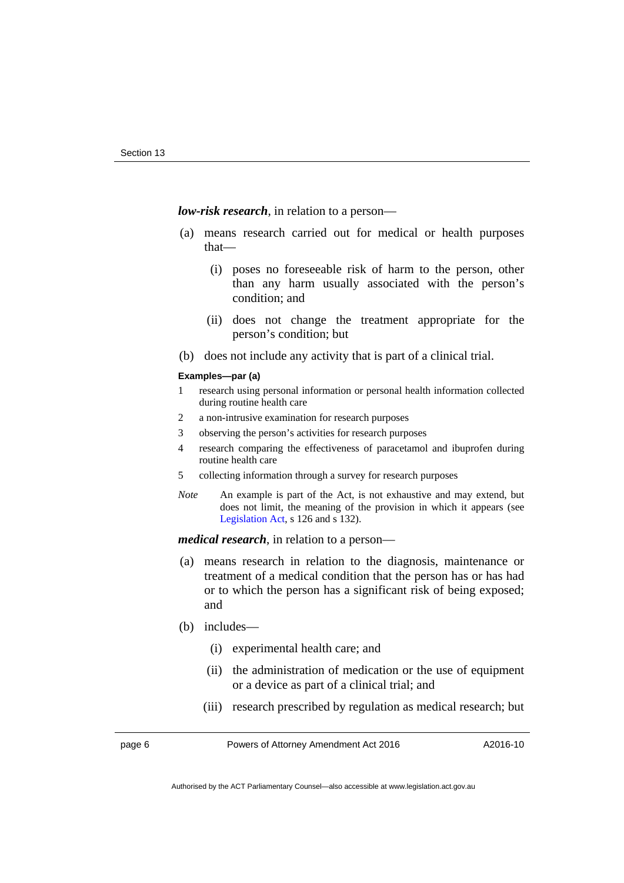***low-risk research***, in relation to a person—

(a) means research carried out for medical or health purposes that—

  (i) poses no foreseeable risk of harm to the person, other than any harm usually associated with the person's condition; and

  (ii) does not change the treatment appropriate for the person's condition; but

(b) does not include any activity that is part of a clinical trial.

**Examples—par (a)**

1 research using personal information or personal health information collected during routine health care

2 a non-intrusive examination for research purposes

3 observing the person's activities for research purposes

4 research comparing the effectiveness of paracetamol and ibuprofen during routine health care

5 collecting information through a survey for research purposes

*Note* An example is part of the Act, is not exhaustive and may extend, but does not limit, the meaning of the provision in which it appears (see Legislation Act, s 126 and s 132).

***medical research***, in relation to a person—

(a) means research in relation to the diagnosis, maintenance or treatment of a medical condition that the person has or has had or to which the person has a significant risk of being exposed; and

(b) includes—

  (i) experimental health care; and

  (ii) the administration of medication or the use of equipment or a device as part of a clinical trial; and

  (iii) research prescribed by regulation as medical research; but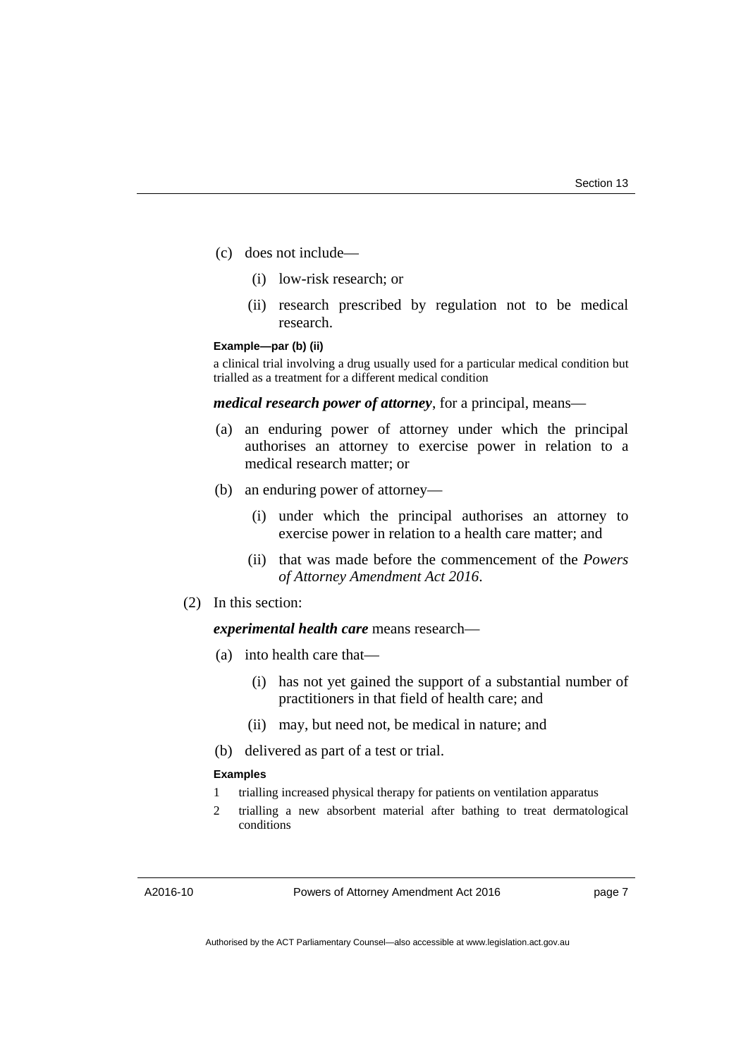(c) does not include—

(i) low-risk research; or

(ii) research prescribed by regulation not to be medical research.

**Example—par (b) (ii)**

a clinical trial involving a drug usually used for a particular medical condition but trialled as a treatment for a different medical condition

***medical research power of attorney***, for a principal, means—

(a) an enduring power of attorney under which the principal authorises an attorney to exercise power in relation to a medical research matter; or

(b) an enduring power of attorney—

(i) under which the principal authorises an attorney to exercise power in relation to a health care matter; and

(ii) that was made before the commencement of the *Powers of Attorney Amendment Act 2016*.

(2) In this section:

***experimental health care*** means research—

(a) into health care that—

(i) has not yet gained the support of a substantial number of practitioners in that field of health care; and

(ii) may, but need not, be medical in nature; and

(b) delivered as part of a test or trial.

**Examples**

1 trialling increased physical therapy for patients on ventilation apparatus

2 trialling a new absorbent material after bathing to treat dermatological conditions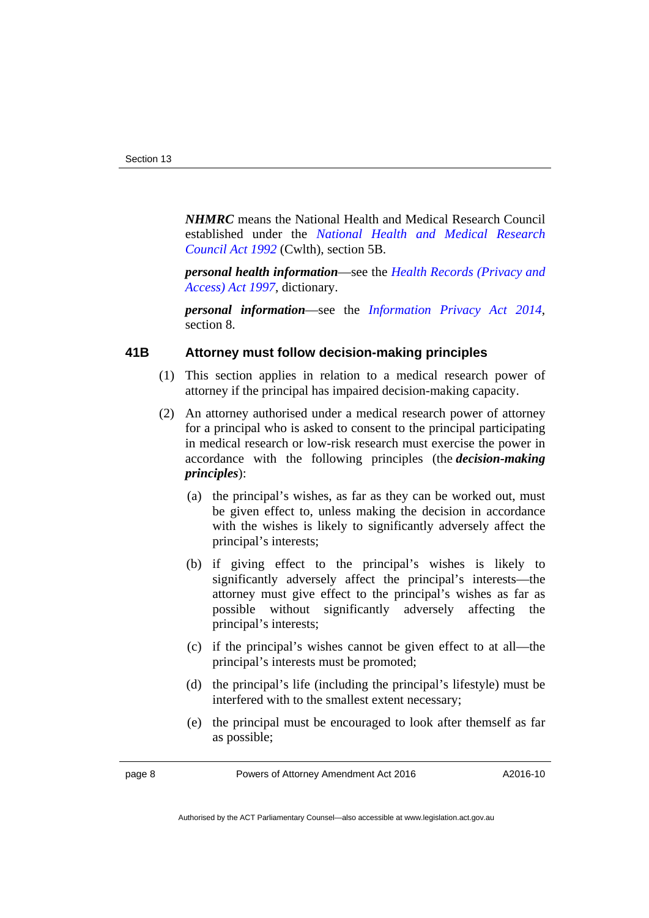***NHMRC*** means the National Health and Medical Research Council established under the *National Health and Medical Research Council Act 1992* (Cwlth), section 5B.

***personal health information***—see the *Health Records (Privacy and Access) Act 1997*, dictionary.

***personal information***—see the *Information Privacy Act 2014*, section 8.

### 41B Attorney must follow decision-making principles

(1) This section applies in relation to a medical research power of attorney if the principal has impaired decision-making capacity.

(2) An attorney authorised under a medical research power of attorney for a principal who is asked to consent to the principal participating in medical research or low-risk research must exercise the power in accordance with the following principles (the ***decision-making principles***):

(a) the principal's wishes, as far as they can be worked out, must be given effect to, unless making the decision in accordance with the wishes is likely to significantly adversely affect the principal's interests;

(b) if giving effect to the principal's wishes is likely to significantly adversely affect the principal's interests—the attorney must give effect to the principal's wishes as far as possible without significantly adversely affecting the principal's interests;

(c) if the principal's wishes cannot be given effect to at all—the principal's interests must be promoted;

(d) the principal's life (including the principal's lifestyle) must be interfered with to the smallest extent necessary;

(e) the principal must be encouraged to look after themself as far as possible;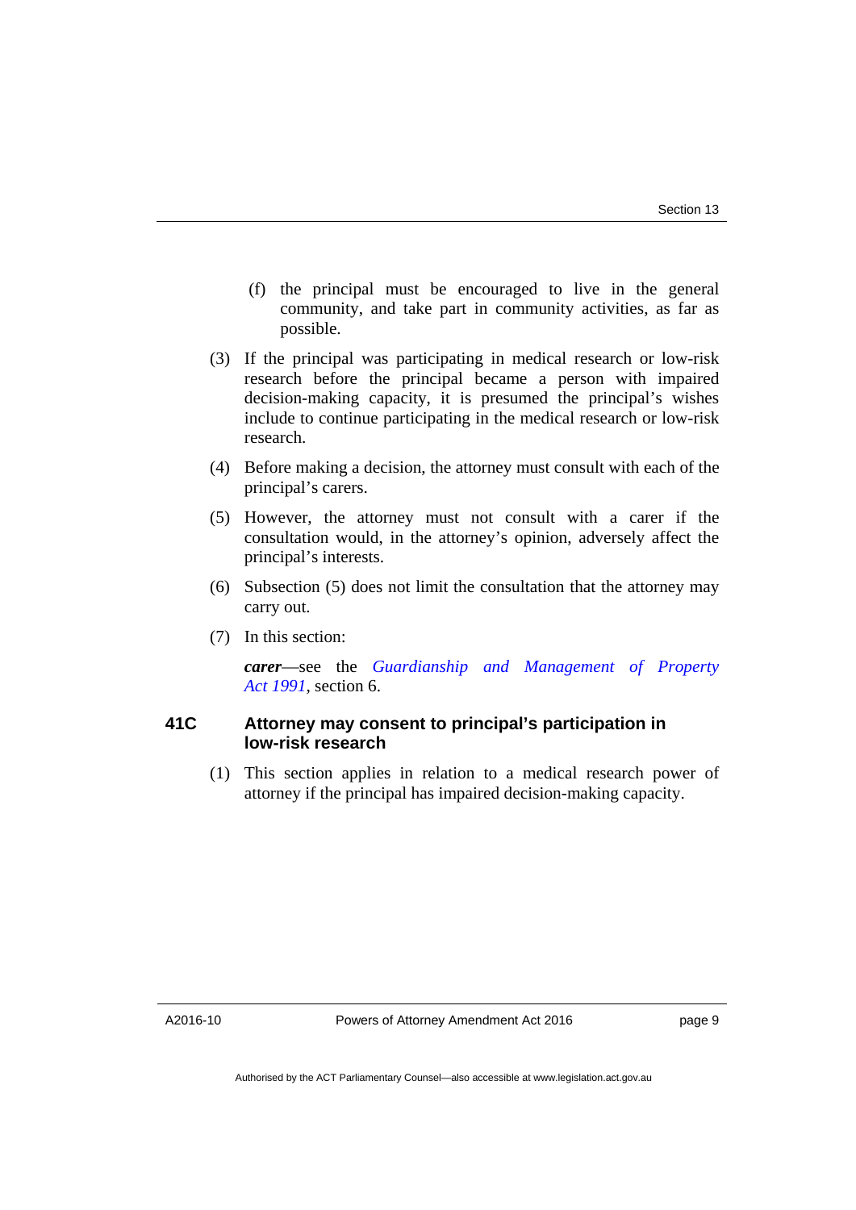(f) the principal must be encouraged to live in the general community, and take part in community activities, as far as possible.

(3) If the principal was participating in medical research or low-risk research before the principal became a person with impaired decision-making capacity, it is presumed the principal's wishes include to continue participating in the medical research or low-risk research.

(4) Before making a decision, the attorney must consult with each of the principal's carers.

(5) However, the attorney must not consult with a carer if the consultation would, in the attorney's opinion, adversely affect the principal's interests.

(6) Subsection (5) does not limit the consultation that the attorney may carry out.

(7) In this section:

***carer***—see the *Guardianship and Management of Property Act 1991*, section 6.

### 41C Attorney may consent to principal's participation in low-risk research

(1) This section applies in relation to a medical research power of attorney if the principal has impaired decision-making capacity.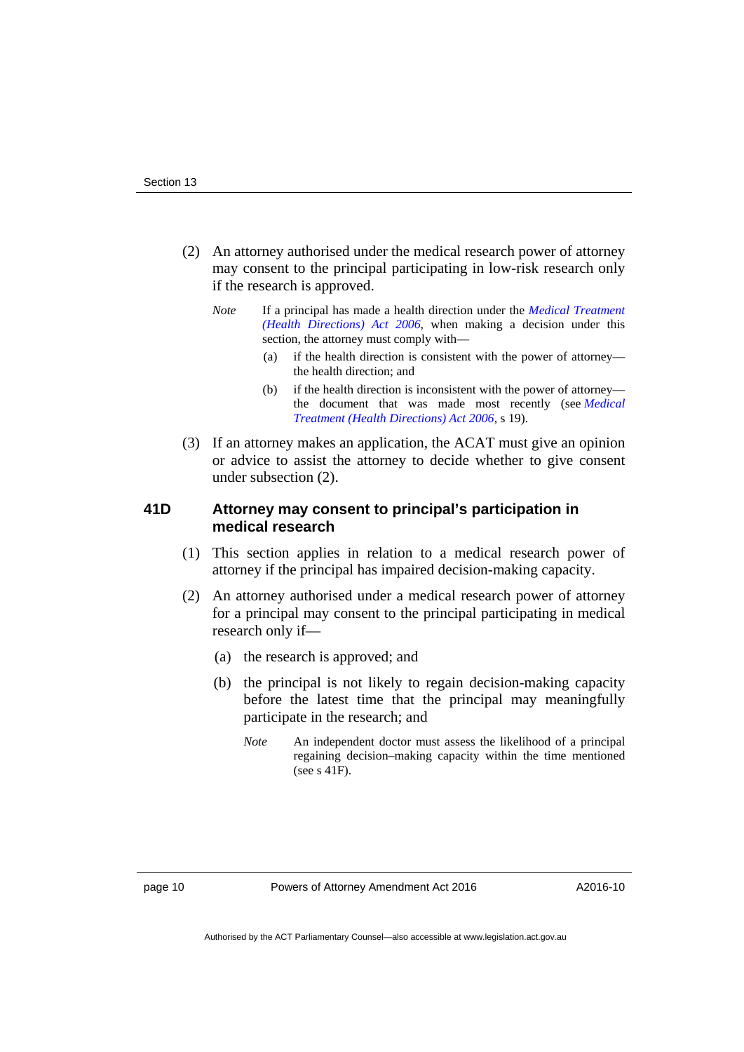(2) An attorney authorised under the medical research power of attorney may consent to the principal participating in low-risk research only if the research is approved.

*Note* If a principal has made a health direction under the *Medical Treatment (Health Directions) Act 2006*, when making a decision under this section, the attorney must comply with—

(a) if the health direction is consistent with the power of attorney—the health direction; and

(b) if the health direction is inconsistent with the power of attorney—the document that was made most recently (see *Medical Treatment (Health Directions) Act 2006*, s 19).

(3) If an attorney makes an application, the ACAT must give an opinion or advice to assist the attorney to decide whether to give consent under subsection (2).

### 41D Attorney may consent to principal's participation in medical research

(1) This section applies in relation to a medical research power of attorney if the principal has impaired decision-making capacity.

(2) An attorney authorised under a medical research power of attorney for a principal may consent to the principal participating in medical research only if—

(a) the research is approved; and

(b) the principal is not likely to regain decision-making capacity before the latest time that the principal may meaningfully participate in the research; and

*Note* An independent doctor must assess the likelihood of a principal regaining decision–making capacity within the time mentioned (see s 41F).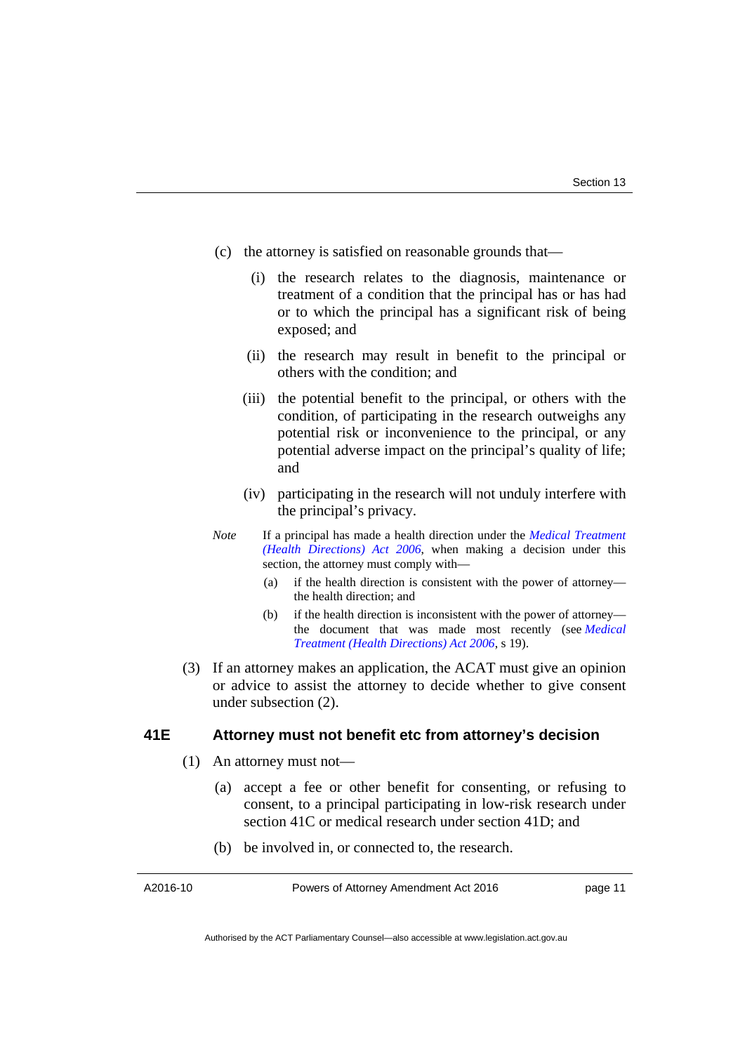(c) the attorney is satisfied on reasonable grounds that—

(i) the research relates to the diagnosis, maintenance or treatment of a condition that the principal has or has had or to which the principal has a significant risk of being exposed; and

(ii) the research may result in benefit to the principal or others with the condition; and

(iii) the potential benefit to the principal, or others with the condition, of participating in the research outweighs any potential risk or inconvenience to the principal, or any potential adverse impact on the principal's quality of life; and

(iv) participating in the research will not unduly interfere with the principal's privacy.

*Note* If a principal has made a health direction under the *Medical Treatment (Health Directions) Act 2006*, when making a decision under this section, the attorney must comply with—

(a) if the health direction is consistent with the power of attorney—the health direction; and

(b) if the health direction is inconsistent with the power of attorney—the document that was made most recently (see *Medical Treatment (Health Directions) Act 2006*, s 19).

(3) If an attorney makes an application, the ACAT must give an opinion or advice to assist the attorney to decide whether to give consent under subsection (2).

### 41E Attorney must not benefit etc from attorney's decision

(1) An attorney must not—

(a) accept a fee or other benefit for consenting, or refusing to consent, to a principal participating in low-risk research under section 41C or medical research under section 41D; and

(b) be involved in, or connected to, the research.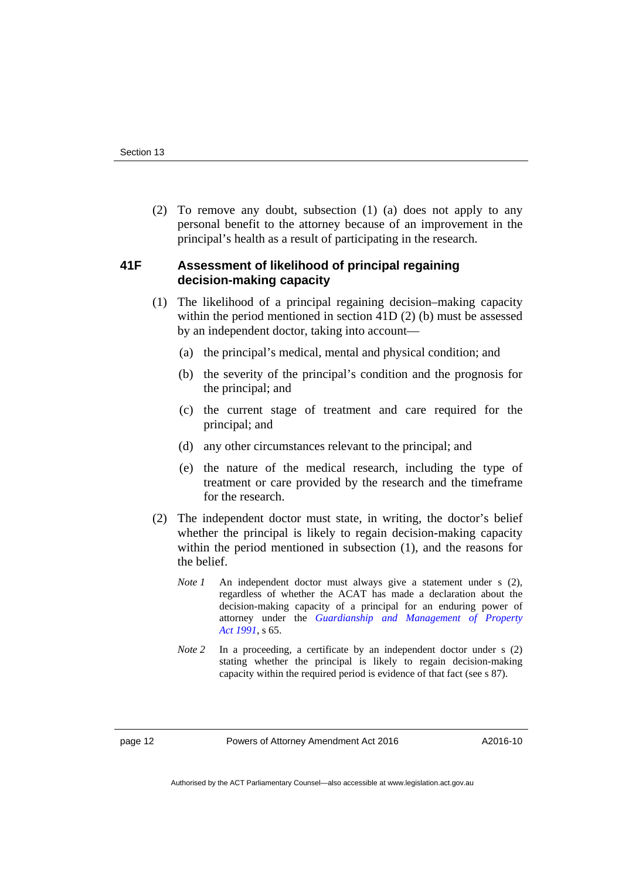(2) To remove any doubt, subsection (1) (a) does not apply to any personal benefit to the attorney because of an improvement in the principal's health as a result of participating in the research.

### 41F Assessment of likelihood of principal regaining decision-making capacity

(1) The likelihood of a principal regaining decision–making capacity within the period mentioned in section 41D (2) (b) must be assessed by an independent doctor, taking into account—

(a) the principal's medical, mental and physical condition; and

(b) the severity of the principal's condition and the prognosis for the principal; and

(c) the current stage of treatment and care required for the principal; and

(d) any other circumstances relevant to the principal; and

(e) the nature of the medical research, including the type of treatment or care provided by the research and the timeframe for the research.

(2) The independent doctor must state, in writing, the doctor's belief whether the principal is likely to regain decision-making capacity within the period mentioned in subsection (1), and the reasons for the belief.

*Note 1* An independent doctor must always give a statement under s (2), regardless of whether the ACAT has made a declaration about the decision-making capacity of a principal for an enduring power of attorney under the *Guardianship and Management of Property Act 1991*, s 65.

*Note 2* In a proceeding, a certificate by an independent doctor under s (2) stating whether the principal is likely to regain decision-making capacity within the required period is evidence of that fact (see s 87).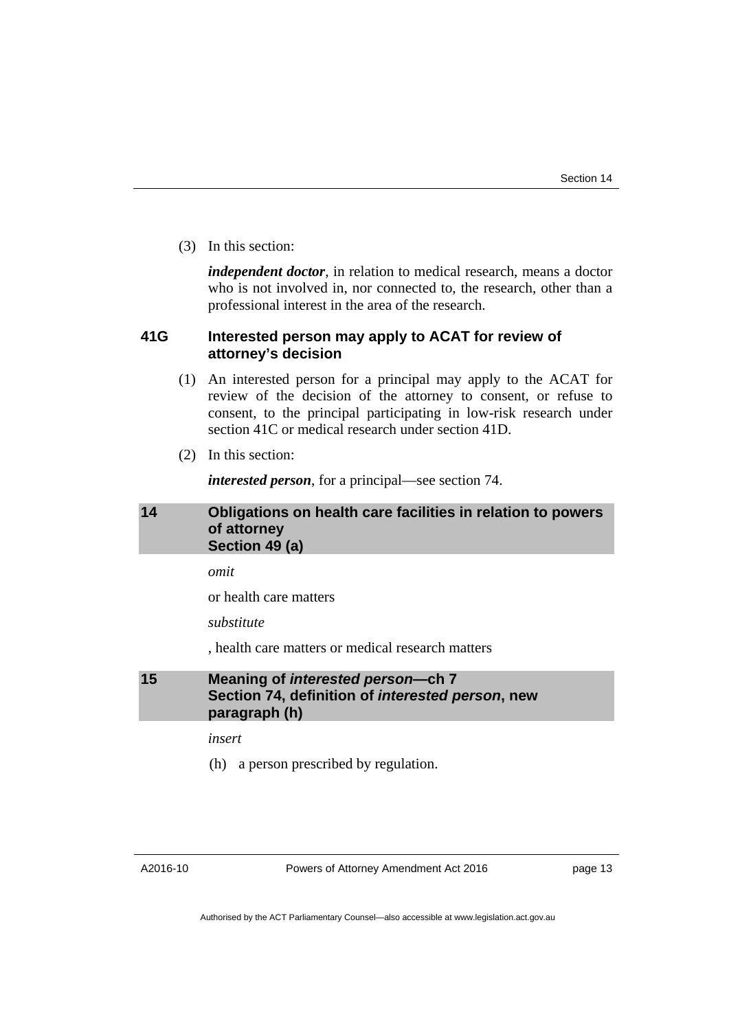(3) In this section:

***independent doctor***, in relation to medical research, means a doctor who is not involved in, nor connected to, the research, other than a professional interest in the area of the research.

### 41G Interested person may apply to ACAT for review of attorney's decision

(1) An interested person for a principal may apply to the ACAT for review of the decision of the attorney to consent, or refuse to consent, to the principal participating in low-risk research under section 41C or medical research under section 41D.

(2) In this section:

***interested person***, for a principal—see section 74.

## 14 Obligations on health care facilities in relation to powers of attorney Section 49 (a)

*omit*

or health care matters

*substitute*

, health care matters or medical research matters

## 15 Meaning of *interested person*—ch 7 Section 74, definition of *interested person*, new paragraph (h)

*insert*

(h) a person prescribed by regulation.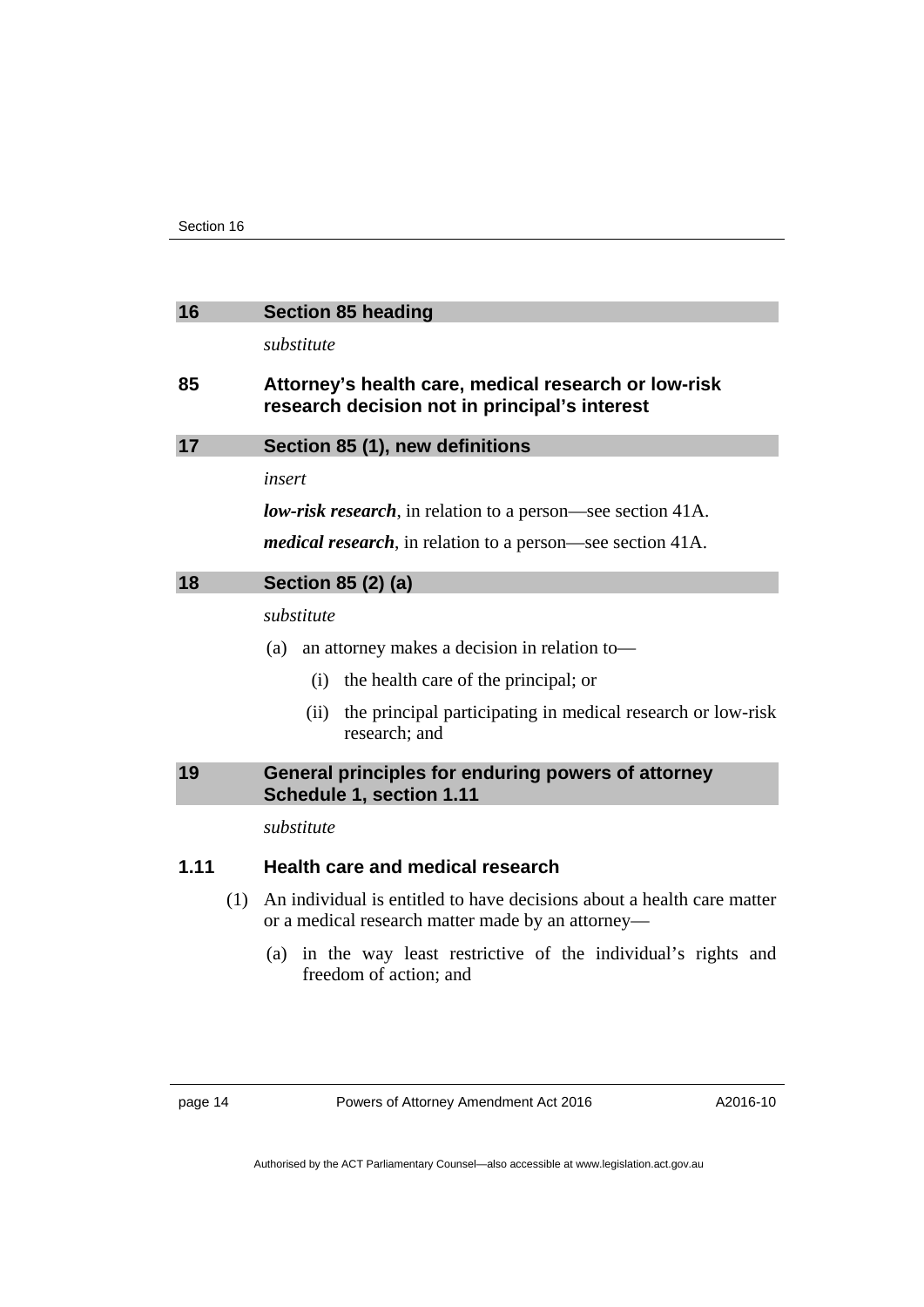## 16 Section 85 heading

*substitute*

### 85 Attorney's health care, medical research or low-risk research decision not in principal's interest

## 17 Section 85 (1), new definitions

*insert*

***low-risk research***, in relation to a person—see section 41A.

***medical research***, in relation to a person—see section 41A.

## 18 Section 85 (2) (a)

*substitute*

(a) an attorney makes a decision in relation to—

(i) the health care of the principal; or

(ii) the principal participating in medical research or low-risk research; and

## 19 General principles for enduring powers of attorney Schedule 1, section 1.11

*substitute*

### 1.11 Health care and medical research

(1) An individual is entitled to have decisions about a health care matter or a medical research matter made by an attorney—

(a) in the way least restrictive of the individual's rights and freedom of action; and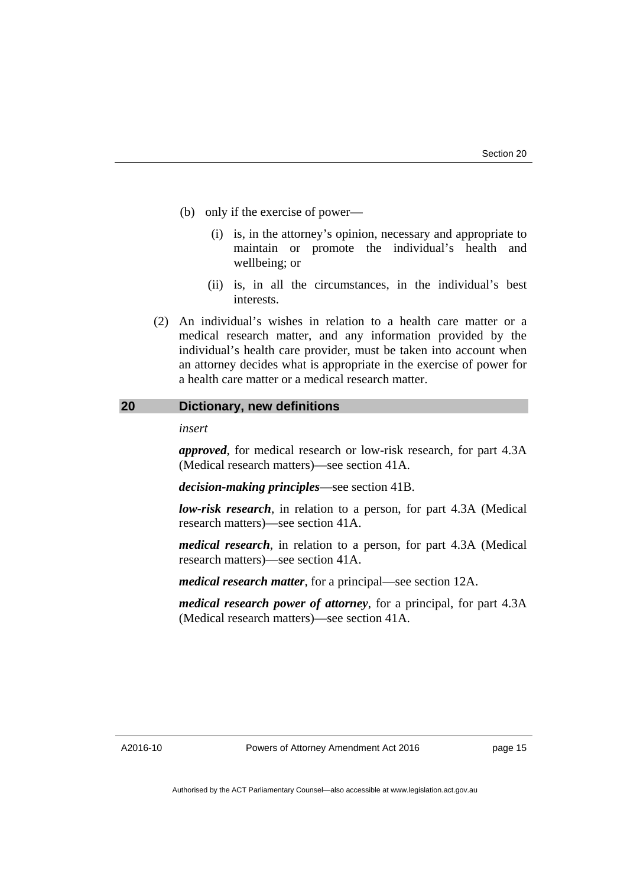(b) only if the exercise of power—

(i) is, in the attorney's opinion, necessary and appropriate to maintain or promote the individual's health and wellbeing; or

(ii) is, in all the circumstances, in the individual's best interests.

(2) An individual's wishes in relation to a health care matter or a medical research matter, and any information provided by the individual's health care provider, must be taken into account when an attorney decides what is appropriate in the exercise of power for a health care matter or a medical research matter.

## 20 Dictionary, new definitions

*insert*

***approved***, for medical research or low-risk research, for part 4.3A (Medical research matters)—see section 41A.

***decision-making principles***—see section 41B.

***low-risk research***, in relation to a person, for part 4.3A (Medical research matters)—see section 41A.

***medical research***, in relation to a person, for part 4.3A (Medical research matters)—see section 41A.

***medical research matter***, for a principal—see section 12A.

***medical research power of attorney***, for a principal, for part 4.3A (Medical research matters)—see section 41A.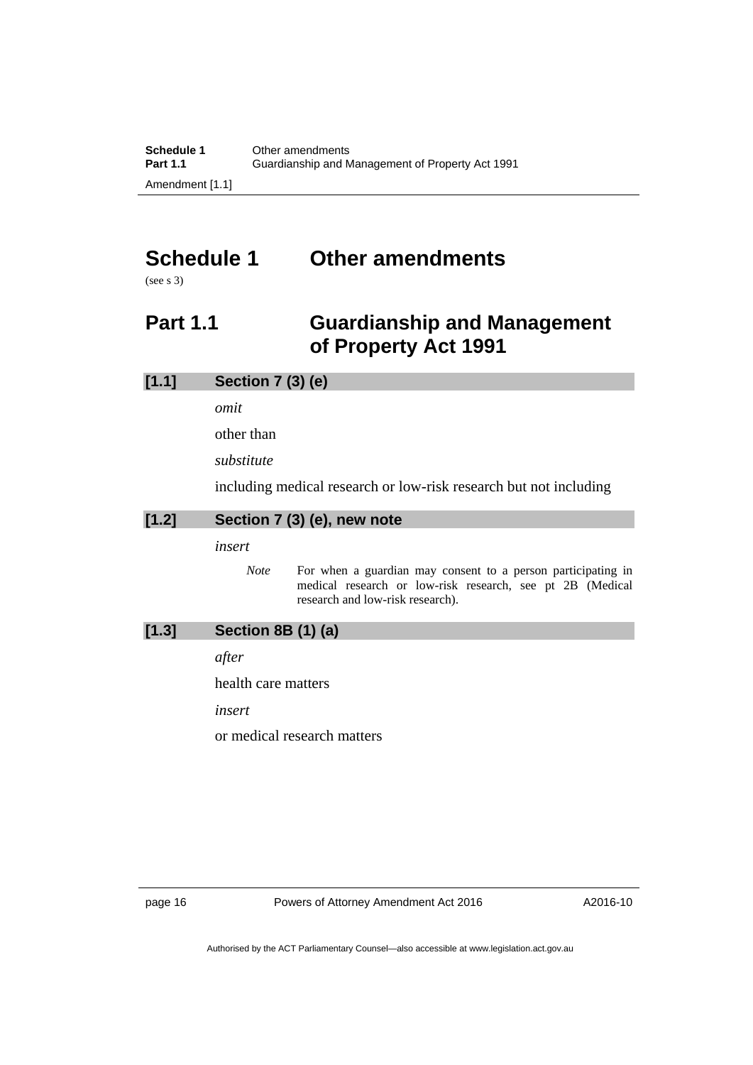# Schedule 1 Other amendments

(see s 3)

## Part 1.1 Guardianship and Management of Property Act 1991

### [1.1] Section 7 (3) (e)

*omit*

other than

*substitute*

including medical research or low-risk research but not including

### [1.2] Section 7 (3) (e), new note

*insert*

> *Note* For when a guardian may consent to a person participating in medical research or low-risk research, see pt 2B (Medical research and low-risk research).

### [1.3] Section 8B (1) (a)

*after*

health care matters

*insert*

or medical research matters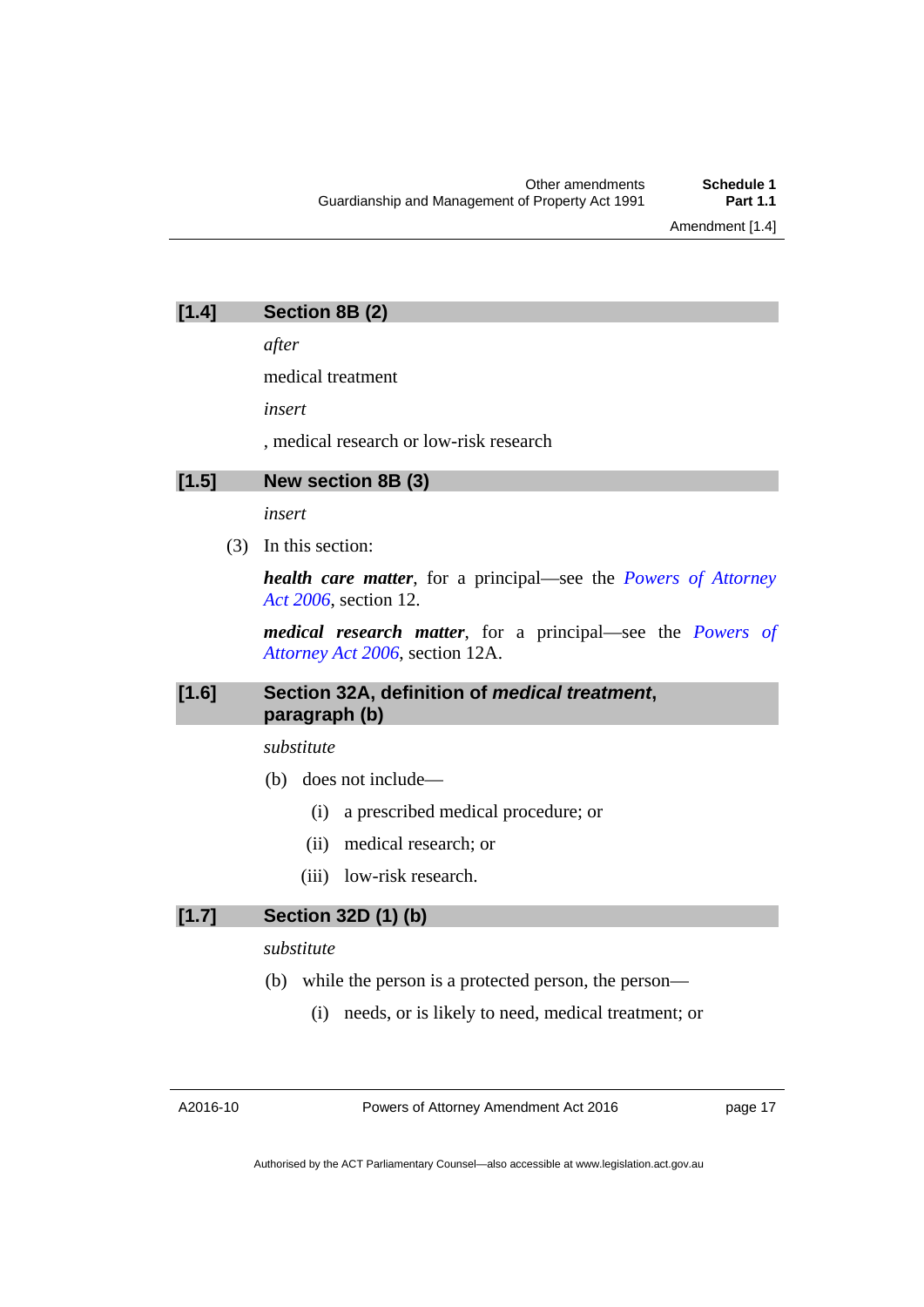## [1.4] Section 8B (2)

*after*

medical treatment

*insert*

, medical research or low-risk research

## [1.5] New section 8B (3)

*insert*

(3) In this section:

***health care matter***, for a principal—see the *Powers of Attorney Act 2006*, section 12.

***medical research matter***, for a principal—see the *Powers of Attorney Act 2006*, section 12A.

## [1.6] Section 32A, definition of *medical treatment*, paragraph (b)

*substitute*

(b) does not include—

(i) a prescribed medical procedure; or

(ii) medical research; or

(iii) low-risk research.

## [1.7] Section 32D (1) (b)

*substitute*

(b) while the person is a protected person, the person—

(i) needs, or is likely to need, medical treatment; or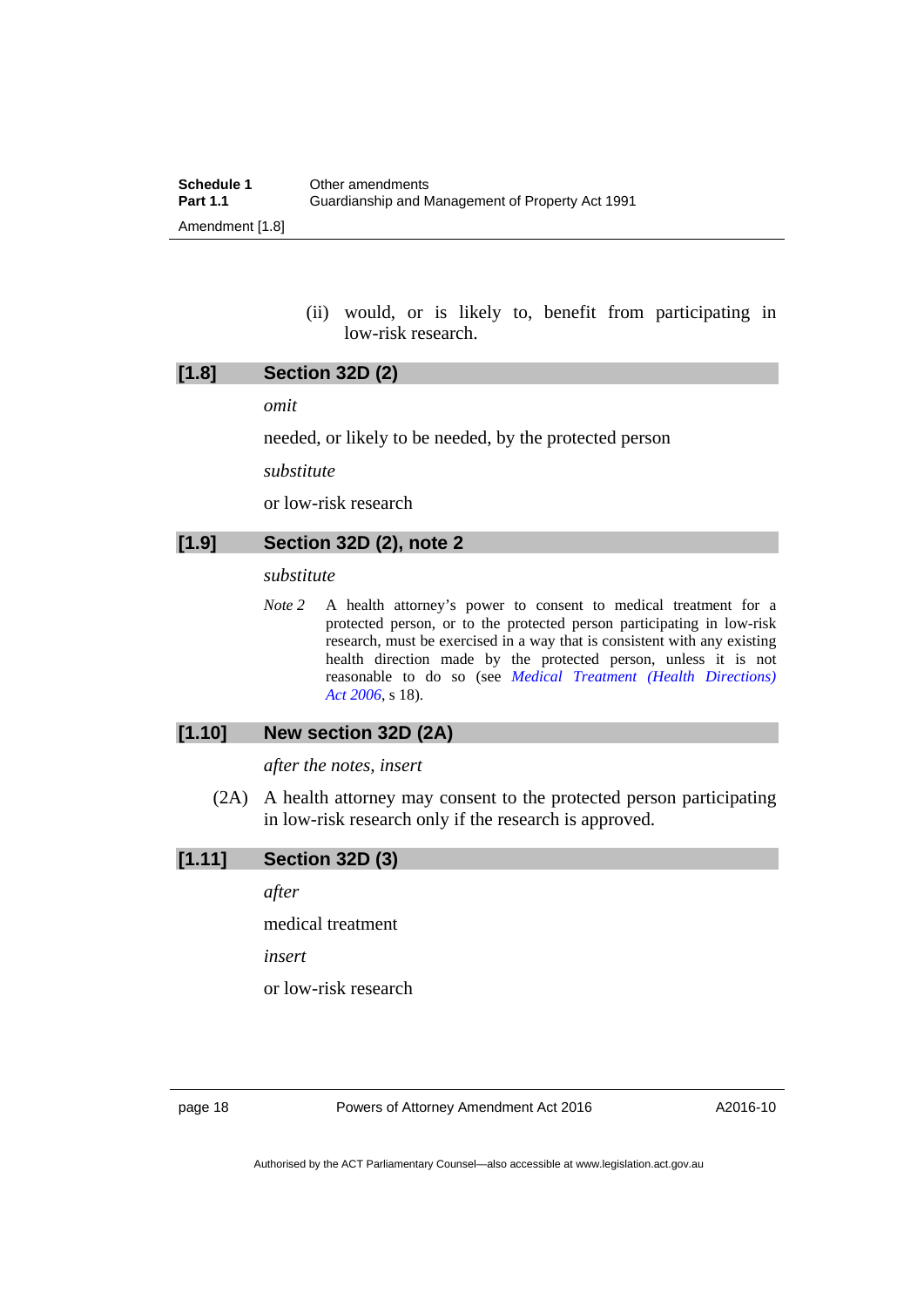(ii) would, or is likely to, benefit from participating in low-risk research.

### [1.8] Section 32D (2)

*omit*

needed, or likely to be needed, by the protected person

*substitute*

or low-risk research

### [1.9] Section 32D (2), note 2

*substitute*

*Note 2* A health attorney's power to consent to medical treatment for a protected person, or to the protected person participating in low-risk research, must be exercised in a way that is consistent with any existing health direction made by the protected person, unless it is not reasonable to do so (see *Medical Treatment (Health Directions) Act 2006*, s 18).

### [1.10] New section 32D (2A)

*after the notes, insert*

(2A) A health attorney may consent to the protected person participating in low-risk research only if the research is approved.

### [1.11] Section 32D (3)

*after*

medical treatment

*insert*

or low-risk research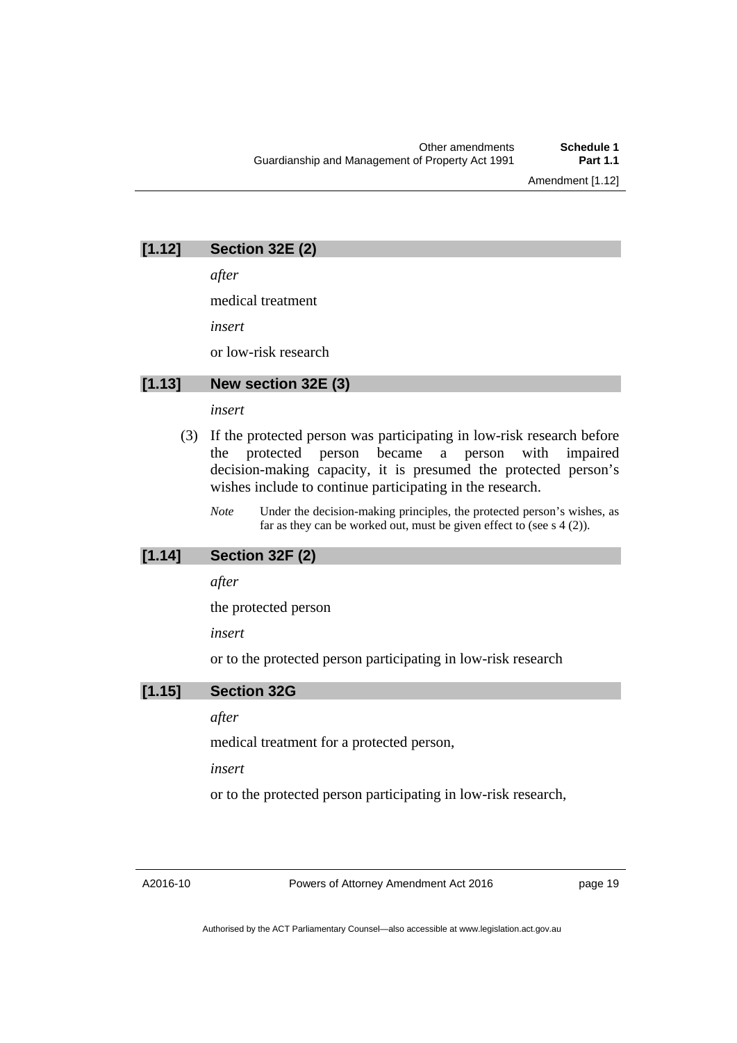### [1.12] Section 32E (2)

*after*

medical treatment

*insert*

or low-risk research

### [1.13] New section 32E (3)

*insert*

(3) If the protected person was participating in low-risk research before the protected person became a person with impaired decision-making capacity, it is presumed the protected person's wishes include to continue participating in the research.

*Note* Under the decision-making principles, the protected person's wishes, as far as they can be worked out, must be given effect to (see s 4 (2)).

### [1.14] Section 32F (2)

*after*

the protected person

*insert*

or to the protected person participating in low-risk research

### [1.15] Section 32G

*after*

medical treatment for a protected person,

*insert*

or to the protected person participating in low-risk research,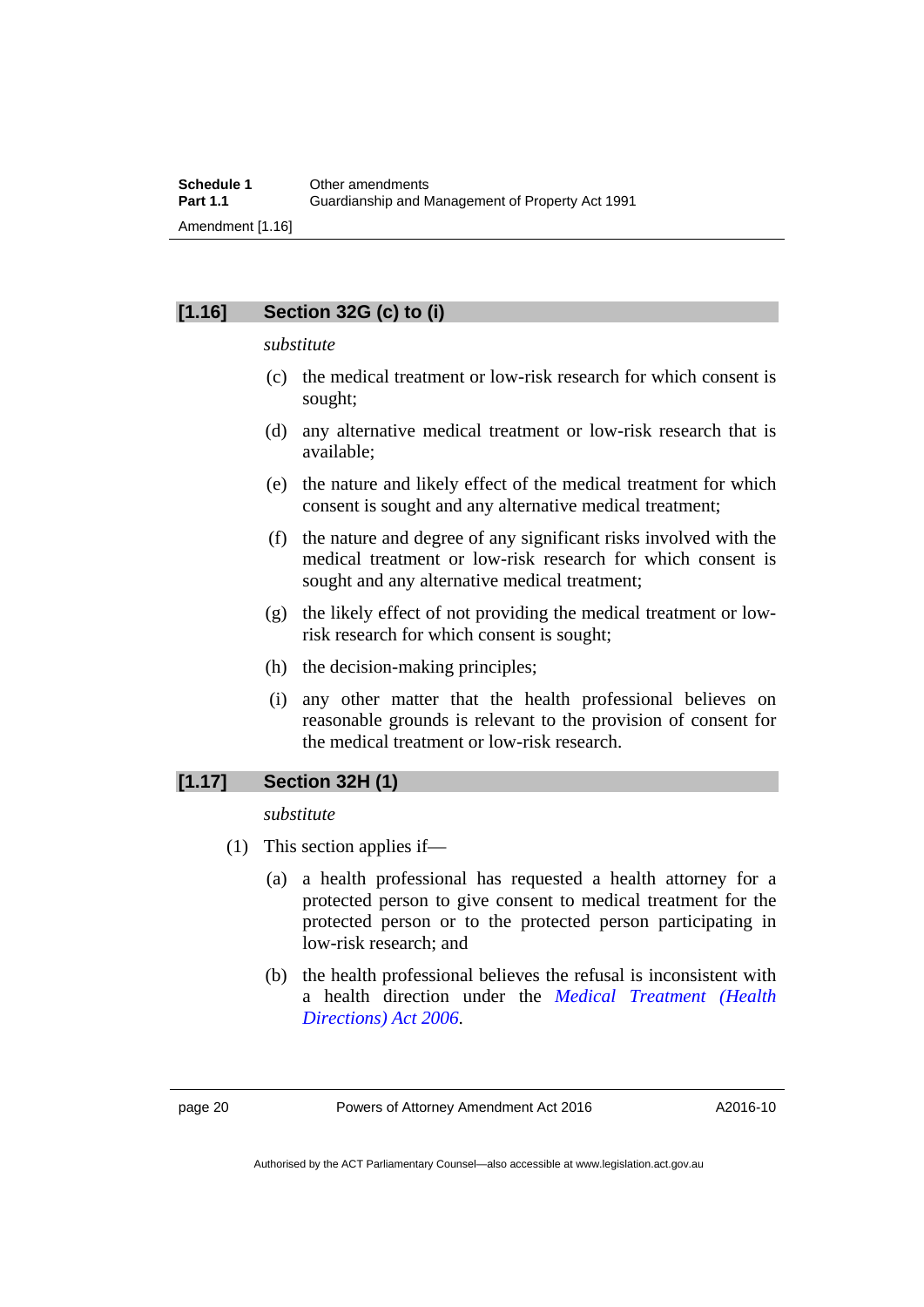### [1.16] Section 32G (c) to (i)

*substitute*

(c) the medical treatment or low-risk research for which consent is sought;

(d) any alternative medical treatment or low-risk research that is available;

(e) the nature and likely effect of the medical treatment for which consent is sought and any alternative medical treatment;

(f) the nature and degree of any significant risks involved with the medical treatment or low-risk research for which consent is sought and any alternative medical treatment;

(g) the likely effect of not providing the medical treatment or low-risk research for which consent is sought;

(h) the decision-making principles;

(i) any other matter that the health professional believes on reasonable grounds is relevant to the provision of consent for the medical treatment or low-risk research.

### [1.17] Section 32H (1)

*substitute*

(1) This section applies if—

(a) a health professional has requested a health attorney for a protected person to give consent to medical treatment for the protected person or to the protected person participating in low-risk research; and

(b) the health professional believes the refusal is inconsistent with a health direction under the *Medical Treatment (Health Directions) Act 2006*.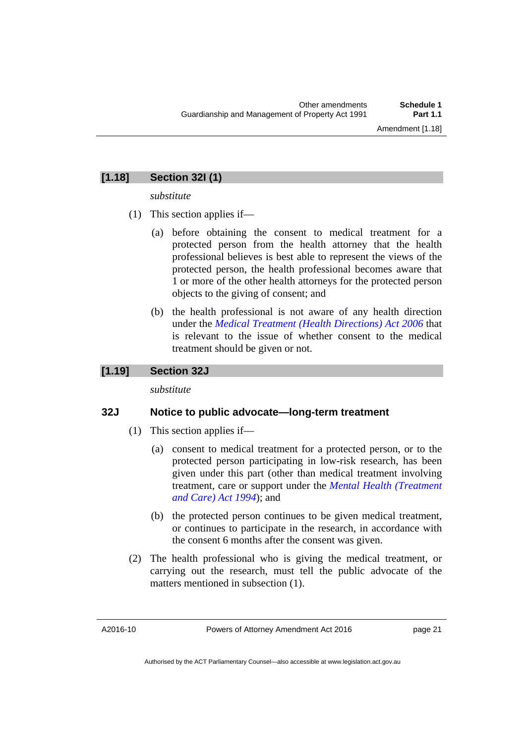## [1.18] Section 32I (1)

*substitute*

(1) This section applies if—

(a) before obtaining the consent to medical treatment for a protected person from the health attorney that the health professional believes is best able to represent the views of the protected person, the health professional becomes aware that 1 or more of the other health attorneys for the protected person objects to the giving of consent; and

(b) the health professional is not aware of any health direction under the *Medical Treatment (Health Directions) Act 2006* that is relevant to the issue of whether consent to the medical treatment should be given or not.

## [1.19] Section 32J

*substitute*

### 32J Notice to public advocate—long-term treatment

(1) This section applies if—

(a) consent to medical treatment for a protected person, or to the protected person participating in low-risk research, has been given under this part (other than medical treatment involving treatment, care or support under the *Mental Health (Treatment and Care) Act 1994*); and

(b) the protected person continues to be given medical treatment, or continues to participate in the research, in accordance with the consent 6 months after the consent was given.

(2) The health professional who is giving the medical treatment, or carrying out the research, must tell the public advocate of the matters mentioned in subsection (1).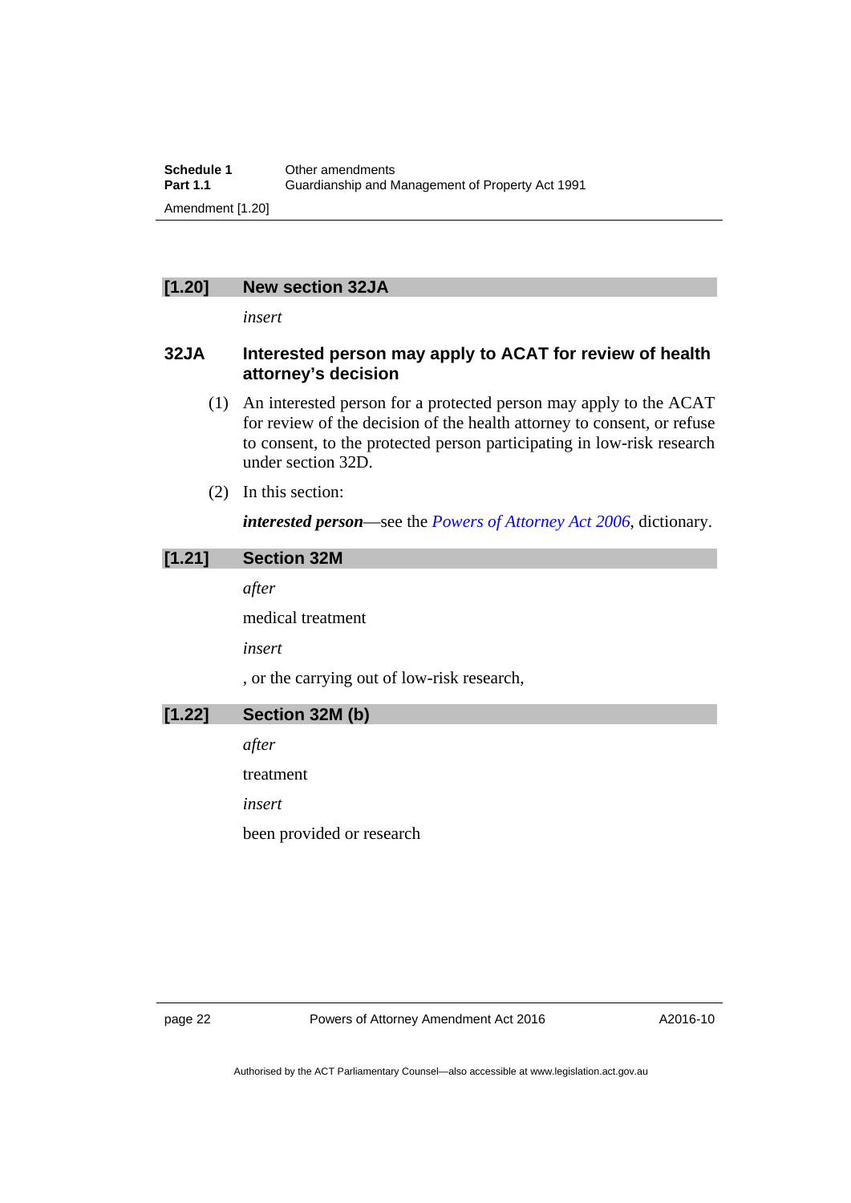## [1.20] New section 32JA

*insert*

### 32JA Interested person may apply to ACAT for review of health attorney's decision

(1) An interested person for a protected person may apply to the ACAT for review of the decision of the health attorney to consent, or refuse to consent, to the protected person participating in low-risk research under section 32D.

(2) In this section:

***interested person***—see the *Powers of Attorney Act 2006*, dictionary.

## [1.21] Section 32M

*after*

medical treatment

*insert*

, or the carrying out of low-risk research,

## [1.22] Section 32M (b)

*after*

treatment

*insert*

been provided or research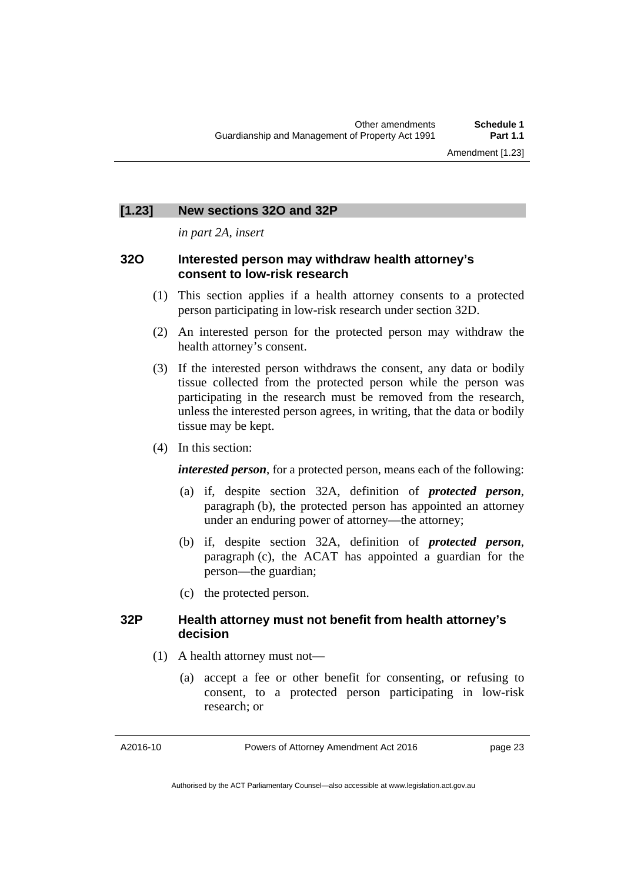### [1.23] New sections 32O and 32P

*in part 2A, insert*

### 32O Interested person may withdraw health attorney's consent to low-risk research

(1) This section applies if a health attorney consents to a protected person participating in low-risk research under section 32D.

(2) An interested person for the protected person may withdraw the health attorney's consent.

(3) If the interested person withdraws the consent, any data or bodily tissue collected from the protected person while the person was participating in the research must be removed from the research, unless the interested person agrees, in writing, that the data or bodily tissue may be kept.

(4) In this section:

***interested person***, for a protected person, means each of the following:

(a) if, despite section 32A, definition of ***protected person***, paragraph (b), the protected person has appointed an attorney under an enduring power of attorney—the attorney;

(b) if, despite section 32A, definition of ***protected person***, paragraph (c), the ACAT has appointed a guardian for the person—the guardian;

(c) the protected person.

### 32P Health attorney must not benefit from health attorney's decision

(1) A health attorney must not—

(a) accept a fee or other benefit for consenting, or refusing to consent, to a protected person participating in low-risk research; or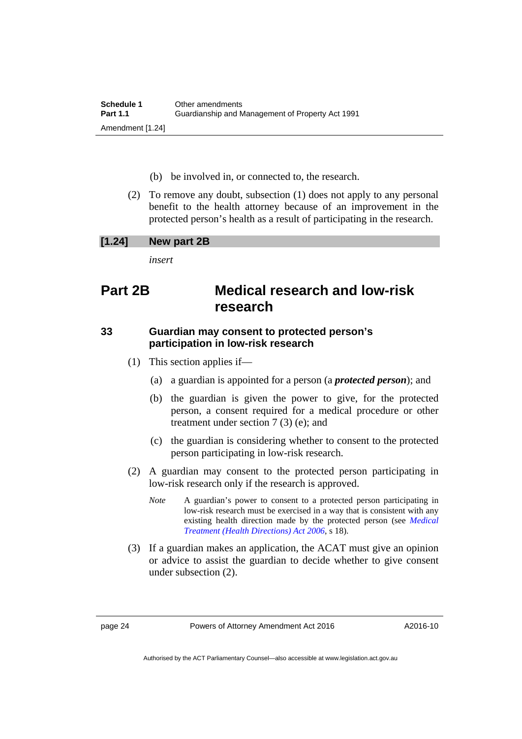(b) be involved in, or connected to, the research.

(2) To remove any doubt, subsection (1) does not apply to any personal benefit to the health attorney because of an improvement in the protected person's health as a result of participating in the research.

**[1.24] New part 2B**

*insert*

# Part 2B Medical research and low-risk research

## 33 Guardian may consent to protected person's participation in low-risk research

(1) This section applies if—

(a) a guardian is appointed for a person (a ***protected person***); and

(b) the guardian is given the power to give, for the protected person, a consent required for a medical procedure or other treatment under section 7 (3) (e); and

(c) the guardian is considering whether to consent to the protected person participating in low-risk research.

(2) A guardian may consent to the protected person participating in low-risk research only if the research is approved.

*Note* A guardian's power to consent to a protected person participating in low-risk research must be exercised in a way that is consistent with any existing health direction made by the protected person (see *Medical Treatment (Health Directions) Act 2006*, s 18).

(3) If a guardian makes an application, the ACAT must give an opinion or advice to assist the guardian to decide whether to give consent under subsection (2).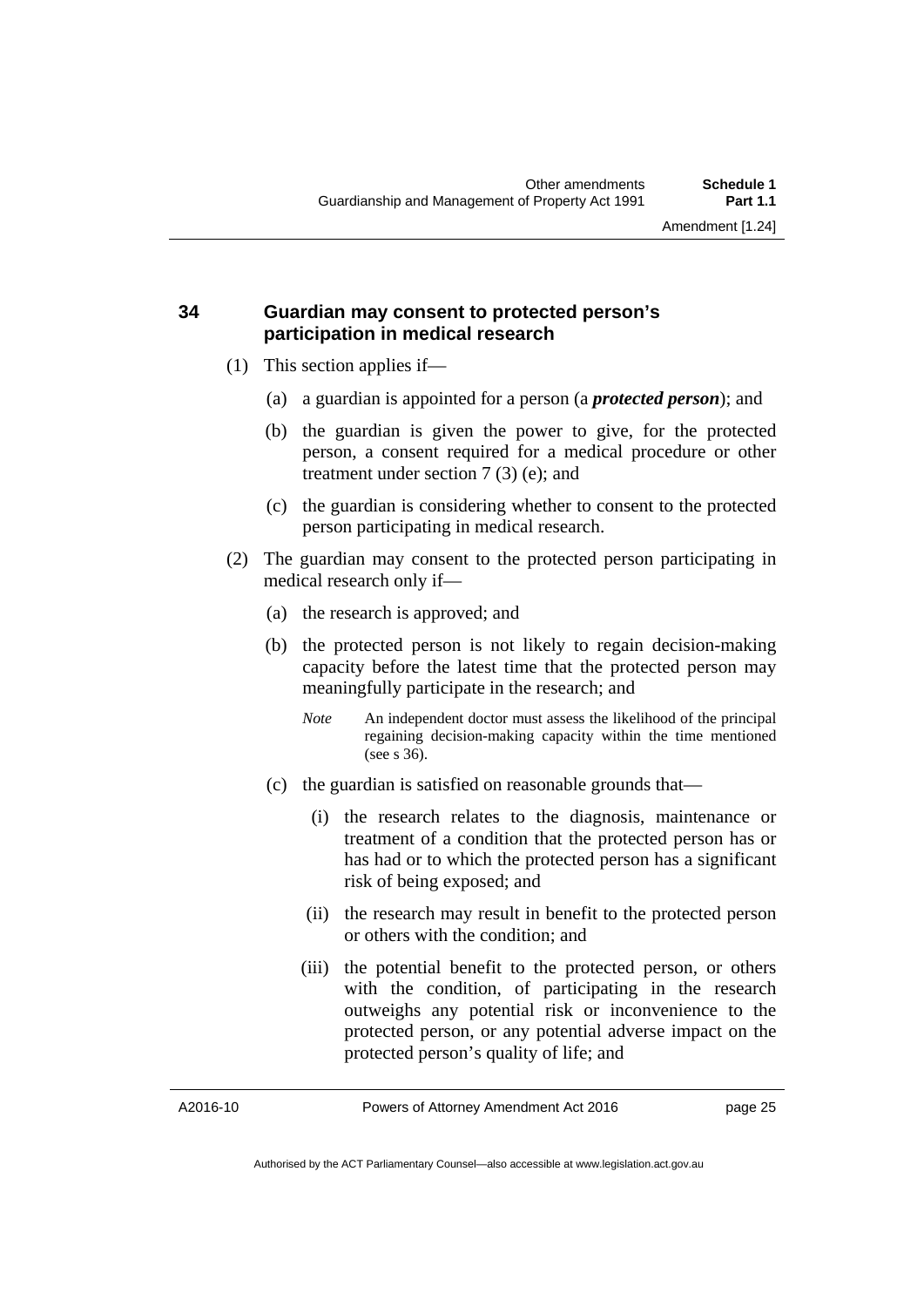### 34 Guardian may consent to protected person's participation in medical research

(1) This section applies if—

(a) a guardian is appointed for a person (a ***protected person***); and

(b) the guardian is given the power to give, for the protected person, a consent required for a medical procedure or other treatment under section 7 (3) (e); and

(c) the guardian is considering whether to consent to the protected person participating in medical research.

(2) The guardian may consent to the protected person participating in medical research only if—

(a) the research is approved; and

(b) the protected person is not likely to regain decision-making capacity before the latest time that the protected person may meaningfully participate in the research; and

*Note* An independent doctor must assess the likelihood of the principal regaining decision-making capacity within the time mentioned (see s 36).

(c) the guardian is satisfied on reasonable grounds that—

(i) the research relates to the diagnosis, maintenance or treatment of a condition that the protected person has or has had or to which the protected person has a significant risk of being exposed; and

(ii) the research may result in benefit to the protected person or others with the condition; and

(iii) the potential benefit to the protected person, or others with the condition, of participating in the research outweighs any potential risk or inconvenience to the protected person, or any potential adverse impact on the protected person's quality of life; and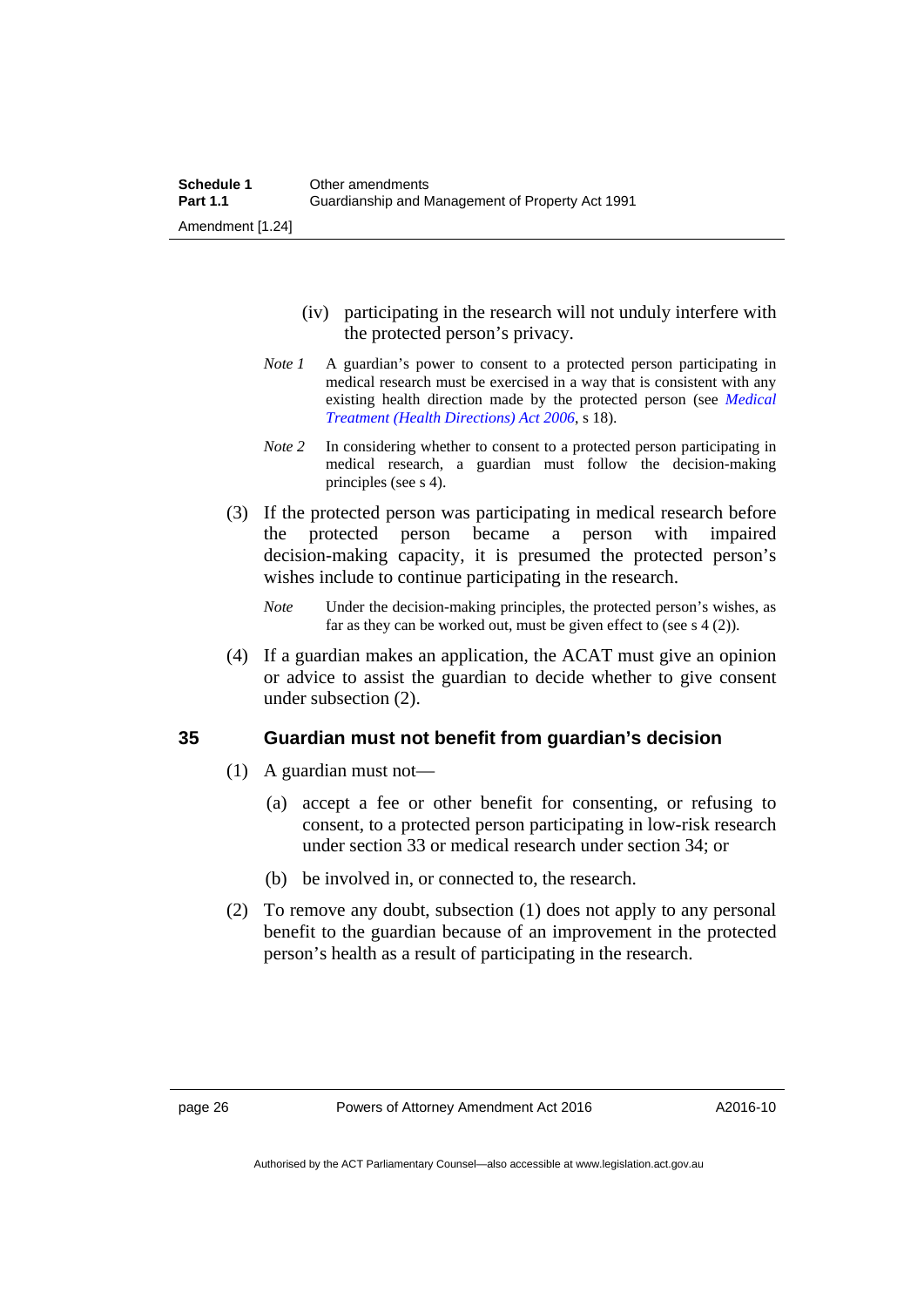(iv) participating in the research will not unduly interfere with the protected person's privacy.

*Note 1* A guardian's power to consent to a protected person participating in medical research must be exercised in a way that is consistent with any existing health direction made by the protected person (see *Medical Treatment (Health Directions) Act 2006*, s 18).

*Note 2* In considering whether to consent to a protected person participating in medical research, a guardian must follow the decision-making principles (see s 4).

(3) If the protected person was participating in medical research before the protected person became a person with impaired decision-making capacity, it is presumed the protected person's wishes include to continue participating in the research.

*Note* Under the decision-making principles, the protected person's wishes, as far as they can be worked out, must be given effect to (see s 4 (2)).

(4) If a guardian makes an application, the ACAT must give an opinion or advice to assist the guardian to decide whether to give consent under subsection (2).

### 35 Guardian must not benefit from guardian's decision

(1) A guardian must not—

(a) accept a fee or other benefit for consenting, or refusing to consent, to a protected person participating in low-risk research under section 33 or medical research under section 34; or

(b) be involved in, or connected to, the research.

(2) To remove any doubt, subsection (1) does not apply to any personal benefit to the guardian because of an improvement in the protected person's health as a result of participating in the research.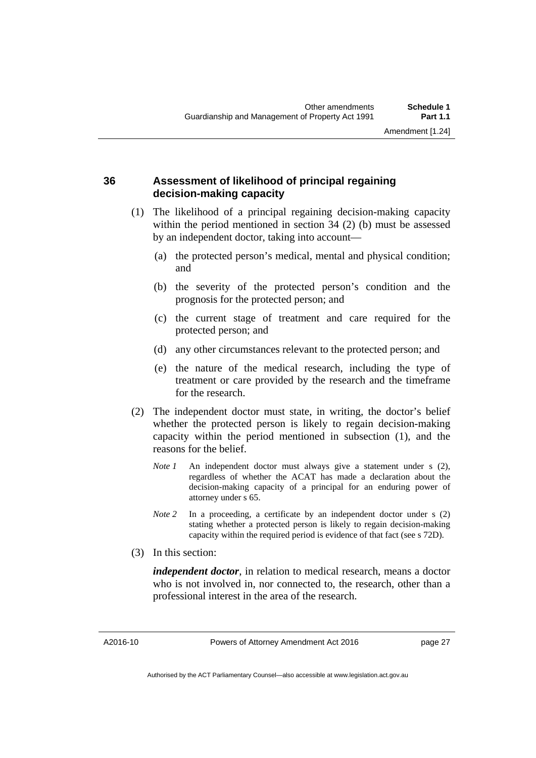### 36 Assessment of likelihood of principal regaining decision-making capacity

(1) The likelihood of a principal regaining decision-making capacity within the period mentioned in section 34 (2) (b) must be assessed by an independent doctor, taking into account—

(a) the protected person's medical, mental and physical condition; and

(b) the severity of the protected person's condition and the prognosis for the protected person; and

(c) the current stage of treatment and care required for the protected person; and

(d) any other circumstances relevant to the protected person; and

(e) the nature of the medical research, including the type of treatment or care provided by the research and the timeframe for the research.

(2) The independent doctor must state, in writing, the doctor's belief whether the protected person is likely to regain decision-making capacity within the period mentioned in subsection (1), and the reasons for the belief.

*Note 1* An independent doctor must always give a statement under s (2), regardless of whether the ACAT has made a declaration about the decision-making capacity of a principal for an enduring power of attorney under s 65.

*Note 2* In a proceeding, a certificate by an independent doctor under s (2) stating whether a protected person is likely to regain decision-making capacity within the required period is evidence of that fact (see s 72D).

(3) In this section:

***independent doctor***, in relation to medical research, means a doctor who is not involved in, nor connected to, the research, other than a professional interest in the area of the research.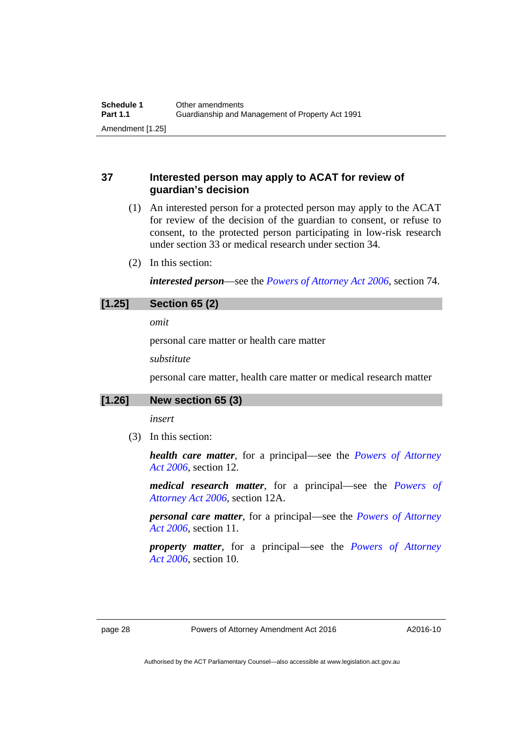### 37 Interested person may apply to ACAT for review of guardian's decision

(1) An interested person for a protected person may apply to the ACAT for review of the decision of the guardian to consent, or refuse to consent, to the protected person participating in low-risk research under section 33 or medical research under section 34.

(2) In this section:

***interested person***—see the *Powers of Attorney Act 2006*, section 74.

### [1.25] Section 65 (2)

*omit*

personal care matter or health care matter

*substitute*

personal care matter, health care matter or medical research matter

### [1.26] New section 65 (3)

*insert*

(3) In this section:

***health care matter***, for a principal—see the *Powers of Attorney Act 2006*, section 12.

***medical research matter***, for a principal—see the *Powers of Attorney Act 2006*, section 12A.

***personal care matter***, for a principal—see the *Powers of Attorney Act 2006*, section 11.

***property matter***, for a principal—see the *Powers of Attorney Act 2006*, section 10.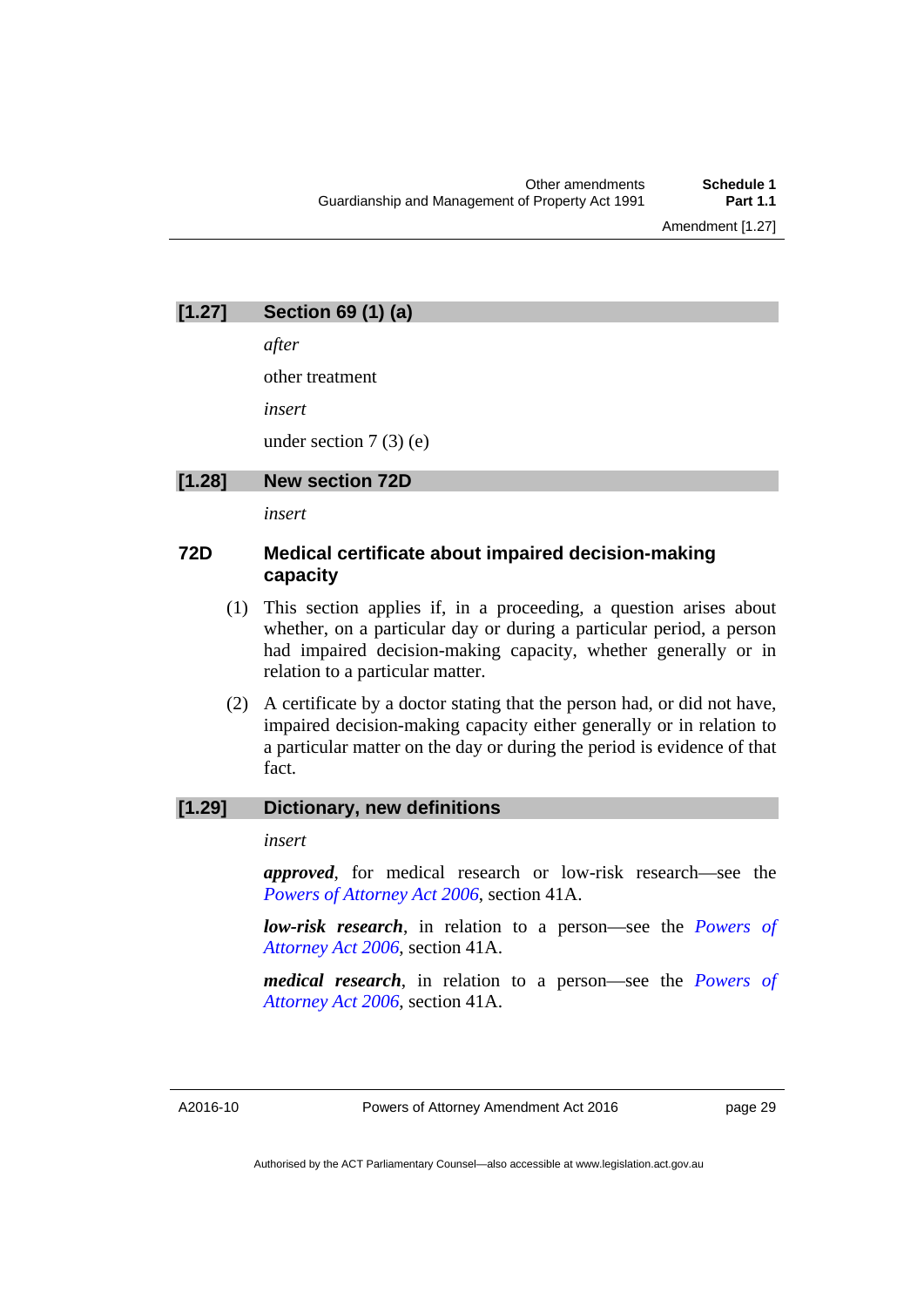## [1.27] Section 69 (1) (a)

*after*

other treatment

*insert*

under section 7 (3) (e)

## [1.28] New section 72D

*insert*

### 72D Medical certificate about impaired decision-making capacity

(1) This section applies if, in a proceeding, a question arises about whether, on a particular day or during a particular period, a person had impaired decision-making capacity, whether generally or in relation to a particular matter.

(2) A certificate by a doctor stating that the person had, or did not have, impaired decision-making capacity either generally or in relation to a particular matter on the day or during the period is evidence of that fact.

## [1.29] Dictionary, new definitions

*insert*

***approved***, for medical research or low-risk research—see the *Powers of Attorney Act 2006*, section 41A.

***low-risk research***, in relation to a person—see the *Powers of Attorney Act 2006*, section 41A.

***medical research***, in relation to a person—see the *Powers of Attorney Act 2006*, section 41A.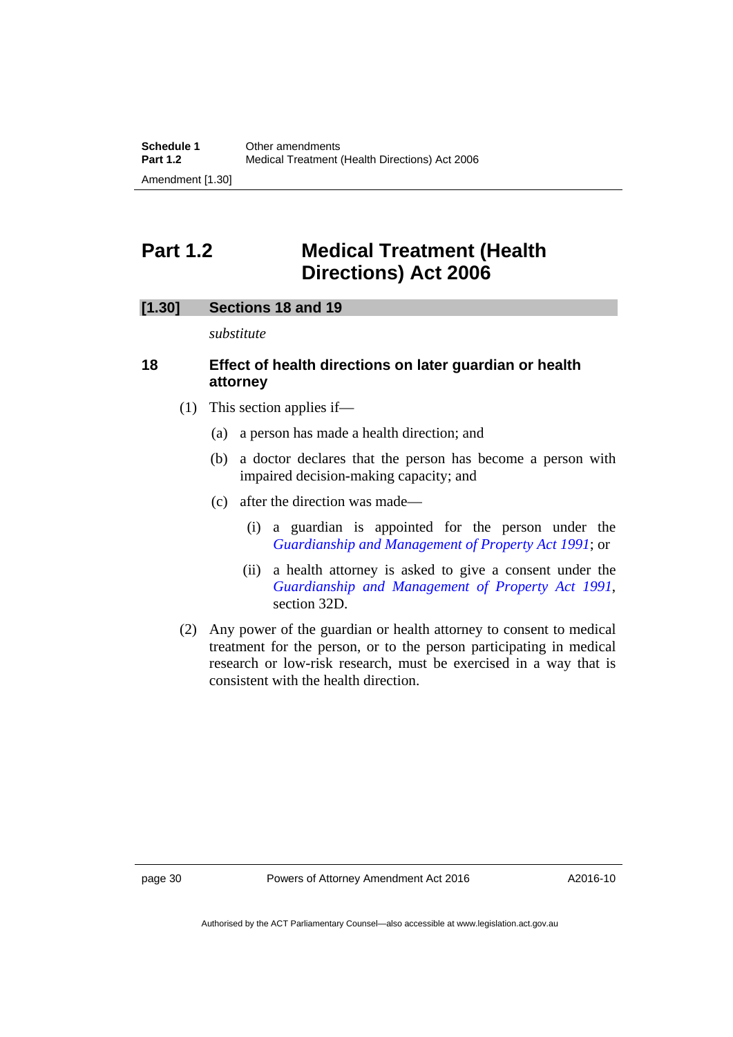# Part 1.2 Medical Treatment (Health Directions) Act 2006

## [1.30] Sections 18 and 19

*substitute*

### 18 Effect of health directions on later guardian or health attorney

(1) This section applies if—

(a) a person has made a health direction; and

(b) a doctor declares that the person has become a person with impaired decision-making capacity; and

(c) after the direction was made—

(i) a guardian is appointed for the person under the *Guardianship and Management of Property Act 1991*; or

(ii) a health attorney is asked to give a consent under the *Guardianship and Management of Property Act 1991*, section 32D.

(2) Any power of the guardian or health attorney to consent to medical treatment for the person, or to the person participating in medical research or low-risk research, must be exercised in a way that is consistent with the health direction.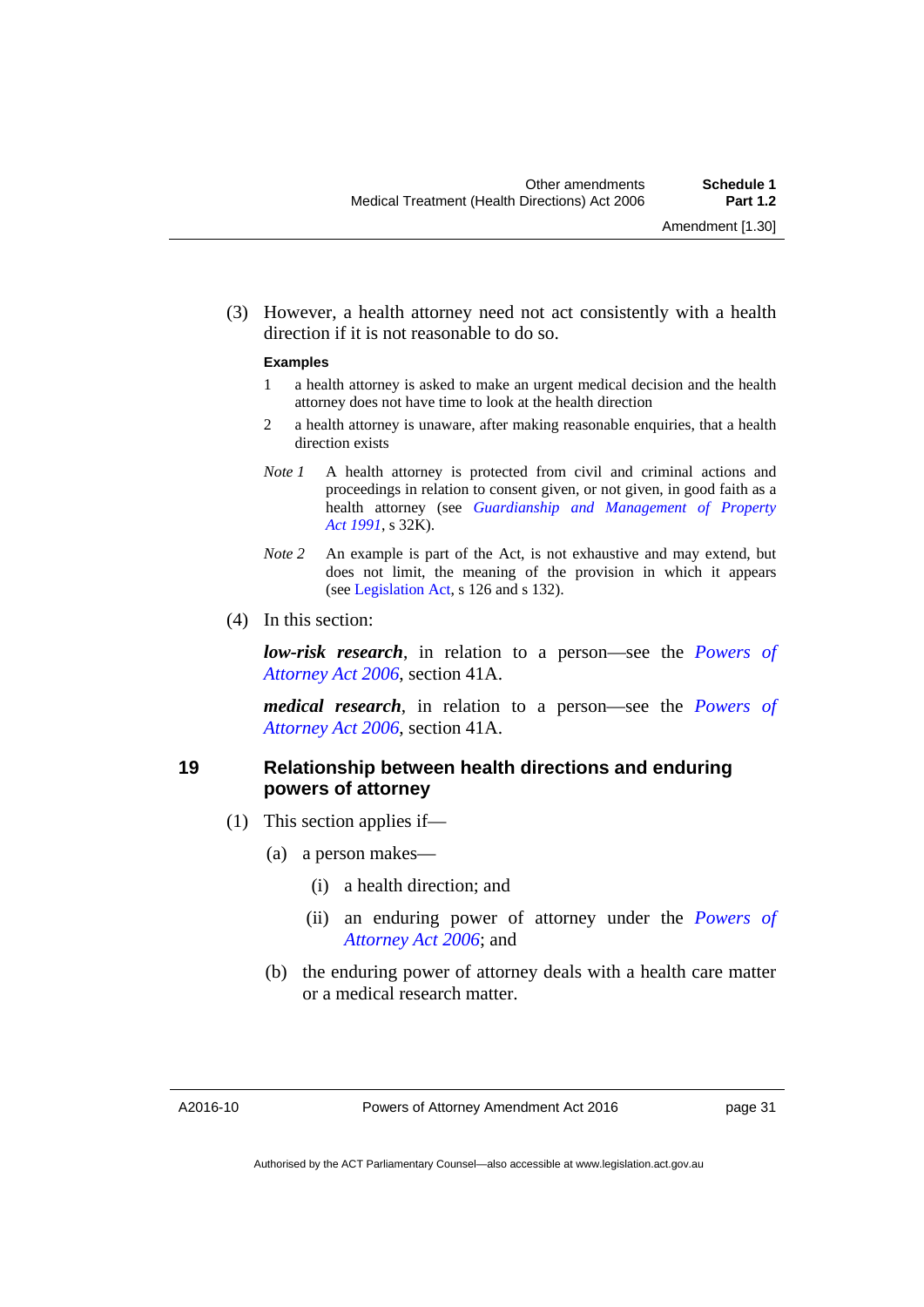(3) However, a health attorney need not act consistently with a health direction if it is not reasonable to do so.

**Examples**

1 a health attorney is asked to make an urgent medical decision and the health attorney does not have time to look at the health direction

2 a health attorney is unaware, after making reasonable enquiries, that a health direction exists

*Note 1* A health attorney is protected from civil and criminal actions and proceedings in relation to consent given, or not given, in good faith as a health attorney (see *Guardianship and Management of Property Act 1991*, s 32K).

*Note 2* An example is part of the Act, is not exhaustive and may extend, but does not limit, the meaning of the provision in which it appears (see Legislation Act, s 126 and s 132).

(4) In this section:

***low-risk research***, in relation to a person—see the *Powers of Attorney Act 2006*, section 41A.

***medical research***, in relation to a person—see the *Powers of Attorney Act 2006*, section 41A.

### 19 Relationship between health directions and enduring powers of attorney

(1) This section applies if—

(a) a person makes—

(i) a health direction; and

(ii) an enduring power of attorney under the *Powers of Attorney Act 2006*; and

(b) the enduring power of attorney deals with a health care matter or a medical research matter.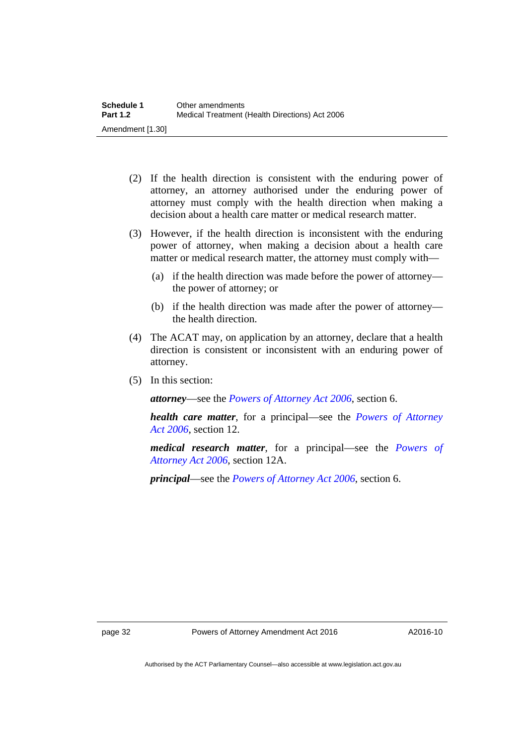(2) If the health direction is consistent with the enduring power of attorney, an attorney authorised under the enduring power of attorney must comply with the health direction when making a decision about a health care matter or medical research matter.

(3) However, if the health direction is inconsistent with the enduring power of attorney, when making a decision about a health care matter or medical research matter, the attorney must comply with—

  (a) if the health direction was made before the power of attorney—the power of attorney; or

  (b) if the health direction was made after the power of attorney—the health direction.

(4) The ACAT may, on application by an attorney, declare that a health direction is consistent or inconsistent with an enduring power of attorney.

(5) In this section:

***attorney***—see the *Powers of Attorney Act 2006*, section 6.

***health care matter***, for a principal—see the *Powers of Attorney Act 2006*, section 12.

***medical research matter***, for a principal—see the *Powers of Attorney Act 2006*, section 12A.

***principal***—see the *Powers of Attorney Act 2006*, section 6.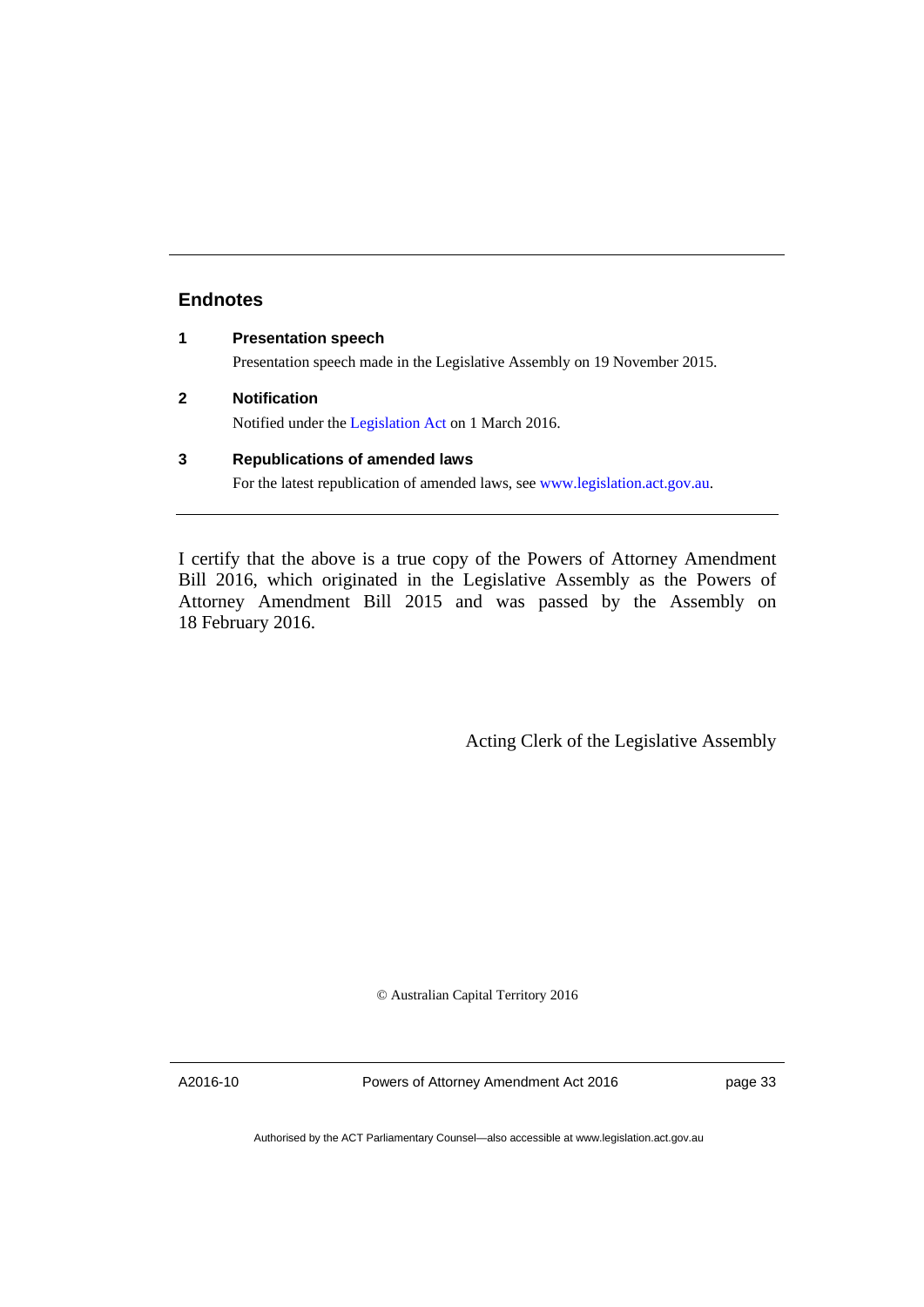## Endnotes

**1 Presentation speech**

Presentation speech made in the Legislative Assembly on 19 November 2015.

**2 Notification**

Notified under the Legislation Act on 1 March 2016.

**3 Republications of amended laws**

For the latest republication of amended laws, see www.legislation.act.gov.au.

---

I certify that the above is a true copy of the Powers of Attorney Amendment Bill 2016, which originated in the Legislative Assembly as the Powers of Attorney Amendment Bill 2015 and was passed by the Assembly on 18 February 2016.

Acting Clerk of the Legislative Assembly

© Australian Capital Territory 2016